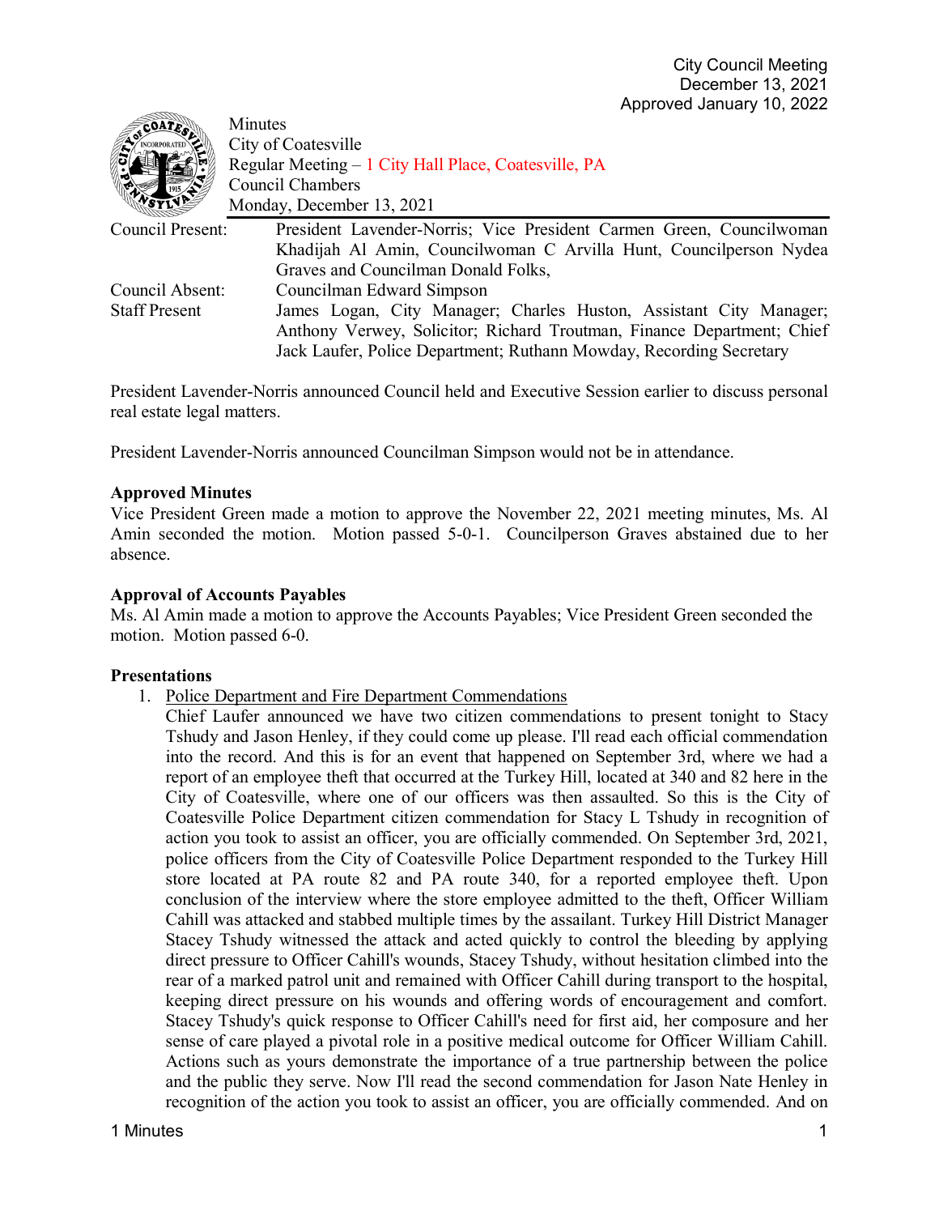City Council Meeting
December 13, 2021
Approved January 10, 2022

Minutes
City of Coatesville
Regular Meeting – 1 City Hall Place, Coatesville, PA
Council Chambers
Monday, December 13, 2021

| | |
|---|---|
| Council Present: | President Lavender-Norris; Vice President Carmen Green, Councilwoman Khadijah Al Amin, Councilwoman C Arvilla Hunt, Councilperson Nydea Graves and Councilman Donald Folks, |
| Council Absent: | Councilman Edward Simpson |
| Staff Present | James Logan, City Manager; Charles Huston, Assistant City Manager; Anthony Verwey, Solicitor; Richard Troutman, Finance Department; Chief Jack Laufer, Police Department; Ruthann Mowday, Recording Secretary |

President Lavender-Norris announced Council held and Executive Session earlier to discuss personal real estate legal matters.

President Lavender-Norris announced Councilman Simpson would not be in attendance.

**Approved Minutes**
Vice President Green made a motion to approve the November 22, 2021 meeting minutes, Ms. Al Amin seconded the motion. Motion passed 5-0-1. Councilperson Graves abstained due to her absence.

**Approval of Accounts Payables**
Ms. Al Amin made a motion to approve the Accounts Payables; Vice President Green seconded the motion. Motion passed 6-0.

**Presentations**

1. Police Department and Fire Department Commendations
   Chief Laufer announced we have two citizen commendations to present tonight to Stacy Tshudy and Jason Henley, if they could come up please. I'll read each official commendation into the record. And this is for an event that happened on September 3rd, where we had a report of an employee theft that occurred at the Turkey Hill, located at 340 and 82 here in the City of Coatesville, where one of our officers was then assaulted. So this is the City of Coatesville Police Department citizen commendation for Stacy L Tshudy in recognition of action you took to assist an officer, you are officially commended. On September 3rd, 2021, police officers from the City of Coatesville Police Department responded to the Turkey Hill store located at PA route 82 and PA route 340, for a reported employee theft. Upon conclusion of the interview where the store employee admitted to the theft, Officer William Cahill was attacked and stabbed multiple times by the assailant. Turkey Hill District Manager Stacey Tshudy witnessed the attack and acted quickly to control the bleeding by applying direct pressure to Officer Cahill's wounds, Stacey Tshudy, without hesitation climbed into the rear of a marked patrol unit and remained with Officer Cahill during transport to the hospital, keeping direct pressure on his wounds and offering words of encouragement and comfort. Stacey Tshudy's quick response to Officer Cahill's need for first aid, her composure and her sense of care played a pivotal role in a positive medical outcome for Officer William Cahill. Actions such as yours demonstrate the importance of a true partnership between the police and the public they serve. Now I'll read the second commendation for Jason Nate Henley in recognition of the action you took to assist an officer, you are officially commended. And on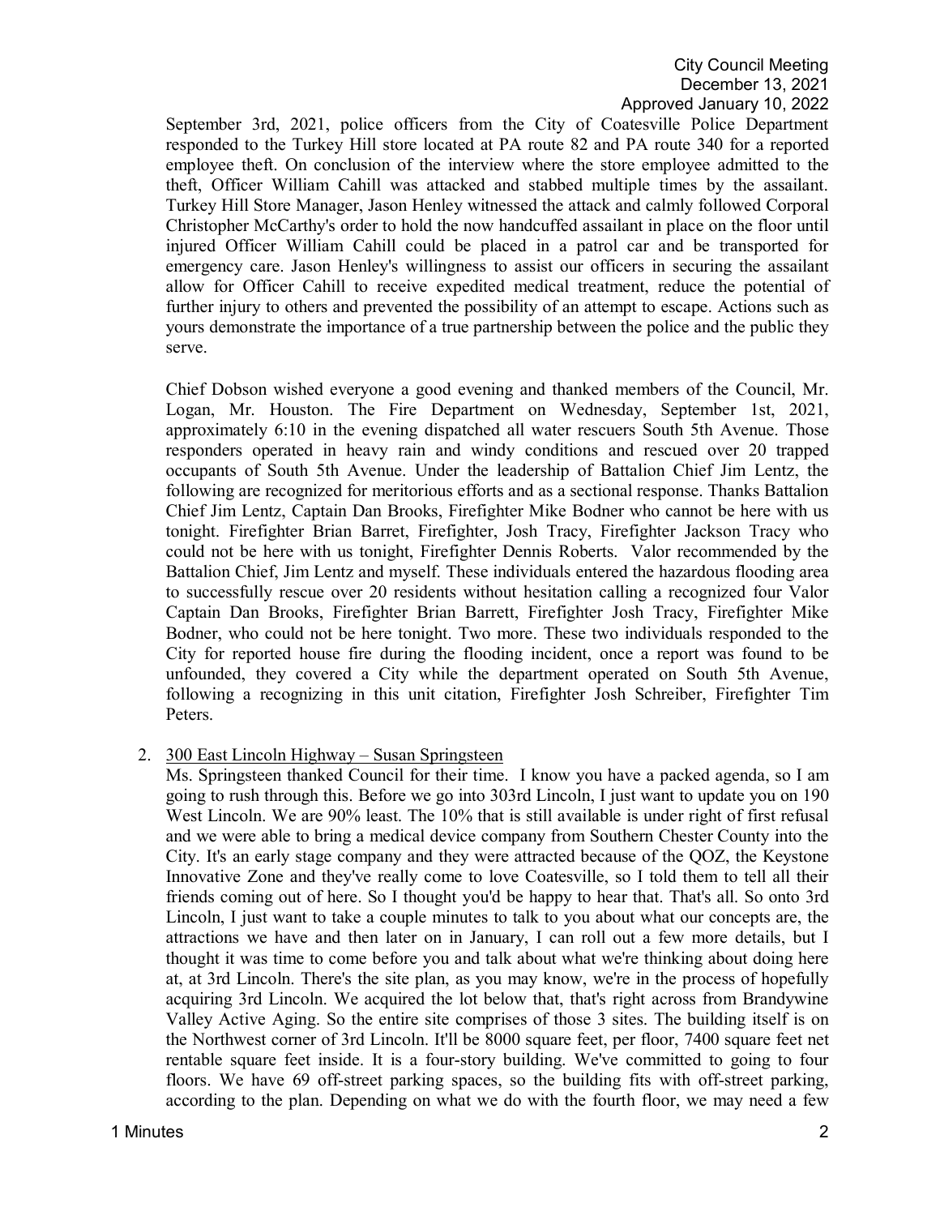September 3rd, 2021, police officers from the City of Coatesville Police Department responded to the Turkey Hill store located at PA route 82 and PA route 340 for a reported employee theft. On conclusion of the interview where the store employee admitted to the theft, Officer William Cahill was attacked and stabbed multiple times by the assailant. Turkey Hill Store Manager, Jason Henley witnessed the attack and calmly followed Corporal Christopher McCarthy's order to hold the now handcuffed assailant in place on the floor until injured Officer William Cahill could be placed in a patrol car and be transported for emergency care. Jason Henley's willingness to assist our officers in securing the assailant allow for Officer Cahill to receive expedited medical treatment, reduce the potential of further injury to others and prevented the possibility of an attempt to escape. Actions such as yours demonstrate the importance of a true partnership between the police and the public they serve.

Chief Dobson wished everyone a good evening and thanked members of the Council, Mr. Logan, Mr. Houston. The Fire Department on Wednesday, September 1st, 2021, approximately 6:10 in the evening dispatched all water rescuers South 5th Avenue. Those responders operated in heavy rain and windy conditions and rescued over 20 trapped occupants of South 5th Avenue. Under the leadership of Battalion Chief Jim Lentz, the following are recognized for meritorious efforts and as a sectional response. Thanks Battalion Chief Jim Lentz, Captain Dan Brooks, Firefighter Mike Bodner who cannot be here with us tonight. Firefighter Brian Barret, Firefighter, Josh Tracy, Firefighter Jackson Tracy who could not be here with us tonight, Firefighter Dennis Roberts. Valor recommended by the Battalion Chief, Jim Lentz and myself. These individuals entered the hazardous flooding area to successfully rescue over 20 residents without hesitation calling a recognized four Valor Captain Dan Brooks, Firefighter Brian Barrett, Firefighter Josh Tracy, Firefighter Mike Bodner, who could not be here tonight. Two more. These two individuals responded to the City for reported house fire during the flooding incident, once a report was found to be unfounded, they covered a City while the department operated on South 5th Avenue, following a recognizing in this unit citation, Firefighter Josh Schreiber, Firefighter Tim Peters.

2. 300 East Lincoln Highway – Susan Springsteen

   Ms. Springsteen thanked Council for their time. I know you have a packed agenda, so I am going to rush through this. Before we go into 303rd Lincoln, I just want to update you on 190 West Lincoln. We are 90% least. The 10% that is still available is under right of first refusal and we were able to bring a medical device company from Southern Chester County into the City. It's an early stage company and they were attracted because of the QOZ, the Keystone Innovative Zone and they've really come to love Coatesville, so I told them to tell all their friends coming out of here. So I thought you'd be happy to hear that. That's all. So onto 3rd Lincoln, I just want to take a couple minutes to talk to you about what our concepts are, the attractions we have and then later on in January, I can roll out a few more details, but I thought it was time to come before you and talk about what we're thinking about doing here at, at 3rd Lincoln. There's the site plan, as you may know, we're in the process of hopefully acquiring 3rd Lincoln. We acquired the lot below that, that's right across from Brandywine Valley Active Aging. So the entire site comprises of those 3 sites. The building itself is on the Northwest corner of 3rd Lincoln. It'll be 8000 square feet, per floor, 7400 square feet net rentable square feet inside. It is a four-story building. We've committed to going to four floors. We have 69 off-street parking spaces, so the building fits with off-street parking, according to the plan. Depending on what we do with the fourth floor, we may need a few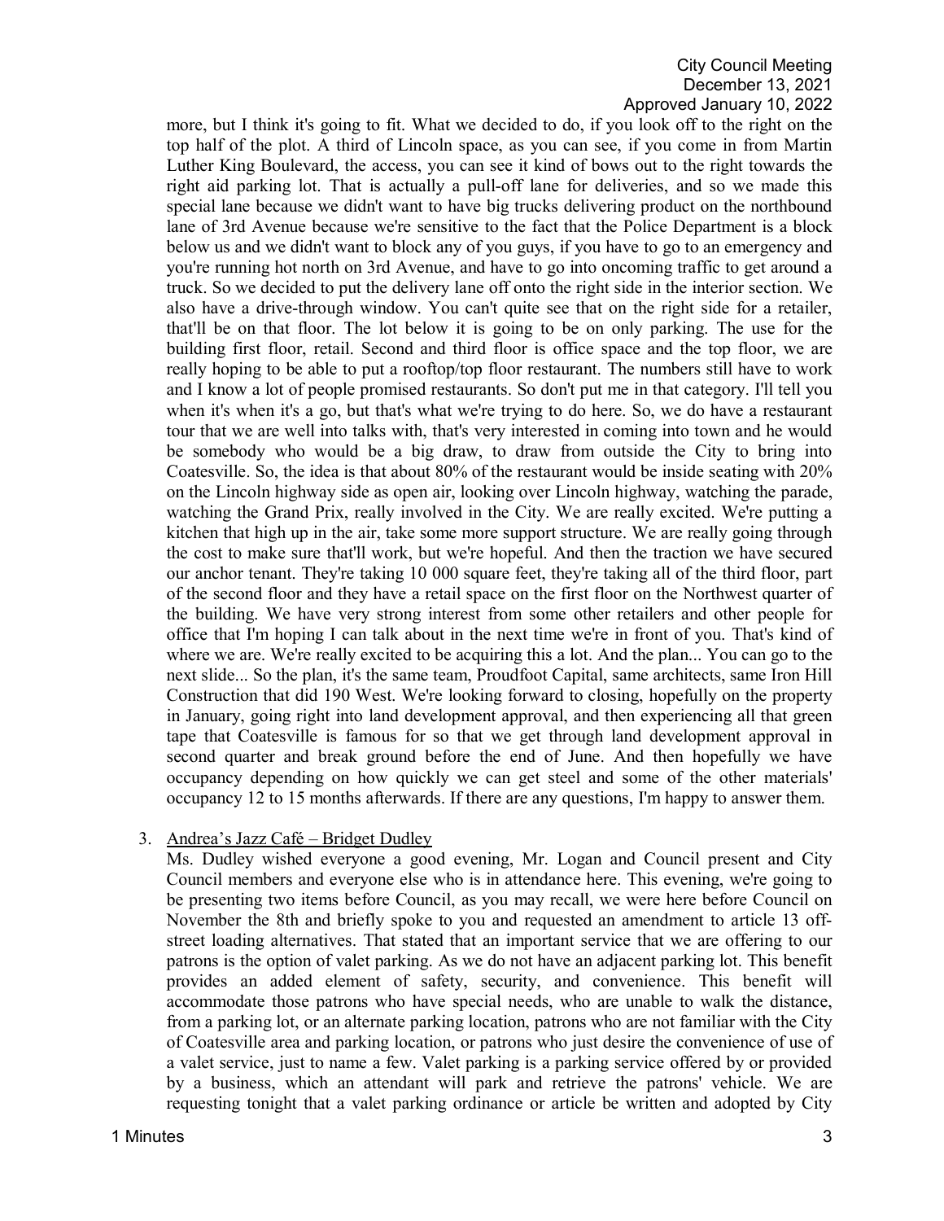more, but I think it's going to fit. What we decided to do, if you look off to the right on the top half of the plot. A third of Lincoln space, as you can see, if you come in from Martin Luther King Boulevard, the access, you can see it kind of bows out to the right towards the right aid parking lot. That is actually a pull-off lane for deliveries, and so we made this special lane because we didn't want to have big trucks delivering product on the northbound lane of 3rd Avenue because we're sensitive to the fact that the Police Department is a block below us and we didn't want to block any of you guys, if you have to go to an emergency and you're running hot north on 3rd Avenue, and have to go into oncoming traffic to get around a truck. So we decided to put the delivery lane off onto the right side in the interior section. We also have a drive-through window. You can't quite see that on the right side for a retailer, that'll be on that floor. The lot below it is going to be on only parking. The use for the building first floor, retail. Second and third floor is office space and the top floor, we are really hoping to be able to put a rooftop/top floor restaurant. The numbers still have to work and I know a lot of people promised restaurants. So don't put me in that category. I'll tell you when it's when it's a go, but that's what we're trying to do here. So, we do have a restaurant tour that we are well into talks with, that's very interested in coming into town and he would be somebody who would be a big draw, to draw from outside the City to bring into Coatesville. So, the idea is that about 80% of the restaurant would be inside seating with 20% on the Lincoln highway side as open air, looking over Lincoln highway, watching the parade, watching the Grand Prix, really involved in the City. We are really excited. We're putting a kitchen that high up in the air, take some more support structure. We are really going through the cost to make sure that'll work, but we're hopeful. And then the traction we have secured our anchor tenant. They're taking 10 000 square feet, they're taking all of the third floor, part of the second floor and they have a retail space on the first floor on the Northwest quarter of the building. We have very strong interest from some other retailers and other people for office that I'm hoping I can talk about in the next time we're in front of you. That's kind of where we are. We're really excited to be acquiring this a lot. And the plan... You can go to the next slide... So the plan, it's the same team, Proudfoot Capital, same architects, same Iron Hill Construction that did 190 West. We're looking forward to closing, hopefully on the property in January, going right into land development approval, and then experiencing all that green tape that Coatesville is famous for so that we get through land development approval in second quarter and break ground before the end of June. And then hopefully we have occupancy depending on how quickly we can get steel and some of the other materials' occupancy 12 to 15 months afterwards. If there are any questions, I'm happy to answer them.

3. Andrea's Jazz Café – Bridget Dudley

   Ms. Dudley wished everyone a good evening, Mr. Logan and Council present and City Council members and everyone else who is in attendance here. This evening, we're going to be presenting two items before Council, as you may recall, we were here before Council on November the 8th and briefly spoke to you and requested an amendment to article 13 off-street loading alternatives. That stated that an important service that we are offering to our patrons is the option of valet parking. As we do not have an adjacent parking lot. This benefit provides an added element of safety, security, and convenience. This benefit will accommodate those patrons who have special needs, who are unable to walk the distance, from a parking lot, or an alternate parking location, patrons who are not familiar with the City of Coatesville area and parking location, or patrons who just desire the convenience of use of a valet service, just to name a few. Valet parking is a parking service offered by or provided by a business, which an attendant will park and retrieve the patrons' vehicle. We are requesting tonight that a valet parking ordinance or article be written and adopted by City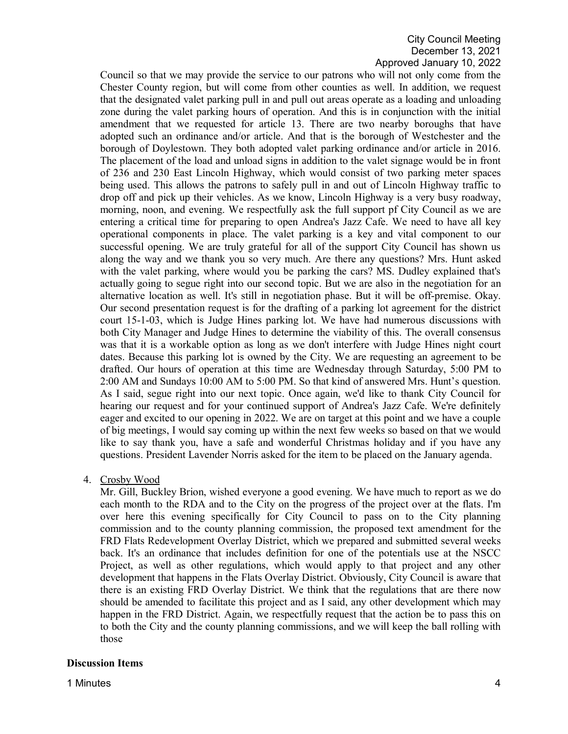Council so that we may provide the service to our patrons who will not only come from the Chester County region, but will come from other counties as well. In addition, we request that the designated valet parking pull in and pull out areas operate as a loading and unloading zone during the valet parking hours of operation. And this is in conjunction with the initial amendment that we requested for article 13. There are two nearby boroughs that have adopted such an ordinance and/or article. And that is the borough of Westchester and the borough of Doylestown. They both adopted valet parking ordinance and/or article in 2016. The placement of the load and unload signs in addition to the valet signage would be in front of 236 and 230 East Lincoln Highway, which would consist of two parking meter spaces being used. This allows the patrons to safely pull in and out of Lincoln Highway traffic to drop off and pick up their vehicles. As we know, Lincoln Highway is a very busy roadway, morning, noon, and evening. We respectfully ask the full support pf City Council as we are entering a critical time for preparing to open Andrea's Jazz Cafe. We need to have all key operational components in place. The valet parking is a key and vital component to our successful opening. We are truly grateful for all of the support City Council has shown us along the way and we thank you so very much. Are there any questions? Mrs. Hunt asked with the valet parking, where would you be parking the cars? MS. Dudley explained that's actually going to segue right into our second topic. But we are also in the negotiation for an alternative location as well. It's still in negotiation phase. But it will be off-premise. Okay. Our second presentation request is for the drafting of a parking lot agreement for the district court 15-1-03, which is Judge Hines parking lot. We have had numerous discussions with both City Manager and Judge Hines to determine the viability of this. The overall consensus was that it is a workable option as long as we don't interfere with Judge Hines night court dates. Because this parking lot is owned by the City. We are requesting an agreement to be drafted. Our hours of operation at this time are Wednesday through Saturday, 5:00 PM to 2:00 AM and Sundays 10:00 AM to 5:00 PM. So that kind of answered Mrs. Hunt's question. As I said, segue right into our next topic. Once again, we'd like to thank City Council for hearing our request and for your continued support of Andrea's Jazz Cafe. We're definitely eager and excited to our opening in 2022. We are on target at this point and we have a couple of big meetings, I would say coming up within the next few weeks so based on that we would like to say thank you, have a safe and wonderful Christmas holiday and if you have any questions. President Lavender Norris asked for the item to be placed on the January agenda.

4. Crosby Wood

   Mr. Gill, Buckley Brion, wished everyone a good evening. We have much to report as we do each month to the RDA and to the City on the progress of the project over at the flats. I'm over here this evening specifically for City Council to pass on to the City planning commission and to the county planning commission, the proposed text amendment for the FRD Flats Redevelopment Overlay District, which we prepared and submitted several weeks back. It's an ordinance that includes definition for one of the potentials use at the NSCC Project, as well as other regulations, which would apply to that project and any other development that happens in the Flats Overlay District. Obviously, City Council is aware that there is an existing FRD Overlay District. We think that the regulations that are there now should be amended to facilitate this project and as I said, any other development which may happen in the FRD District. Again, we respectfully request that the action be to pass this on to both the City and the county planning commissions, and we will keep the ball rolling with those

**Discussion Items**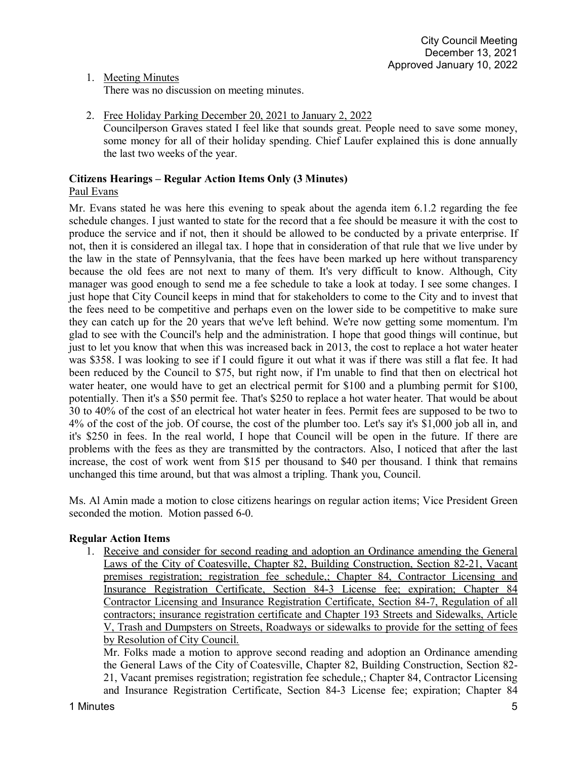1. Meeting Minutes
   There was no discussion on meeting minutes.

2. Free Holiday Parking December 20, 2021 to January 2, 2022
   Councilperson Graves stated I feel like that sounds great. People need to save some money, some money for all of their holiday spending. Chief Laufer explained this is done annually the last two weeks of the year.

**Citizens Hearings – Regular Action Items Only (3 Minutes)**

Paul Evans

Mr. Evans stated he was here this evening to speak about the agenda item 6.1.2 regarding the fee schedule changes. I just wanted to state for the record that a fee should be measure it with the cost to produce the service and if not, then it should be allowed to be conducted by a private enterprise. If not, then it is considered an illegal tax. I hope that in consideration of that rule that we live under by the law in the state of Pennsylvania, that the fees have been marked up here without transparency because the old fees are not next to many of them. It's very difficult to know. Although, City manager was good enough to send me a fee schedule to take a look at today. I see some changes. I just hope that City Council keeps in mind that for stakeholders to come to the City and to invest that the fees need to be competitive and perhaps even on the lower side to be competitive to make sure they can catch up for the 20 years that we've left behind. We're now getting some momentum. I'm glad to see with the Council's help and the administration. I hope that good things will continue, but just to let you know that when this was increased back in 2013, the cost to replace a hot water heater was $358. I was looking to see if I could figure it out what it was if there was still a flat fee. It had been reduced by the Council to $75, but right now, if I'm unable to find that then on electrical hot water heater, one would have to get an electrical permit for $100 and a plumbing permit for $100, potentially. Then it's a $50 permit fee. That's $250 to replace a hot water heater. That would be about 30 to 40% of the cost of an electrical hot water heater in fees. Permit fees are supposed to be two to 4% of the cost of the job. Of course, the cost of the plumber too. Let's say it's $1,000 job all in, and it's $250 in fees. In the real world, I hope that Council will be open in the future. If there are problems with the fees as they are transmitted by the contractors. Also, I noticed that after the last increase, the cost of work went from $15 per thousand to $40 per thousand. I think that remains unchanged this time around, but that was almost a tripling. Thank you, Council.

Ms. Al Amin made a motion to close citizens hearings on regular action items; Vice President Green seconded the motion. Motion passed 6-0.

**Regular Action Items**

1. Receive and consider for second reading and adoption an Ordinance amending the General Laws of the City of Coatesville, Chapter 82, Building Construction, Section 82-21, Vacant premises registration; registration fee schedule,; Chapter 84, Contractor Licensing and Insurance Registration Certificate, Section 84-3 License fee; expiration; Chapter 84 Contractor Licensing and Insurance Registration Certificate, Section 84-7, Regulation of all contractors; insurance registration certificate and Chapter 193 Streets and Sidewalks, Article V, Trash and Dumpsters on Streets, Roadways or sidewalks to provide for the setting of fees by Resolution of City Council.
   Mr. Folks made a motion to approve second reading and adoption an Ordinance amending the General Laws of the City of Coatesville, Chapter 82, Building Construction, Section 82-21, Vacant premises registration; registration fee schedule,; Chapter 84, Contractor Licensing and Insurance Registration Certificate, Section 84-3 License fee; expiration; Chapter 84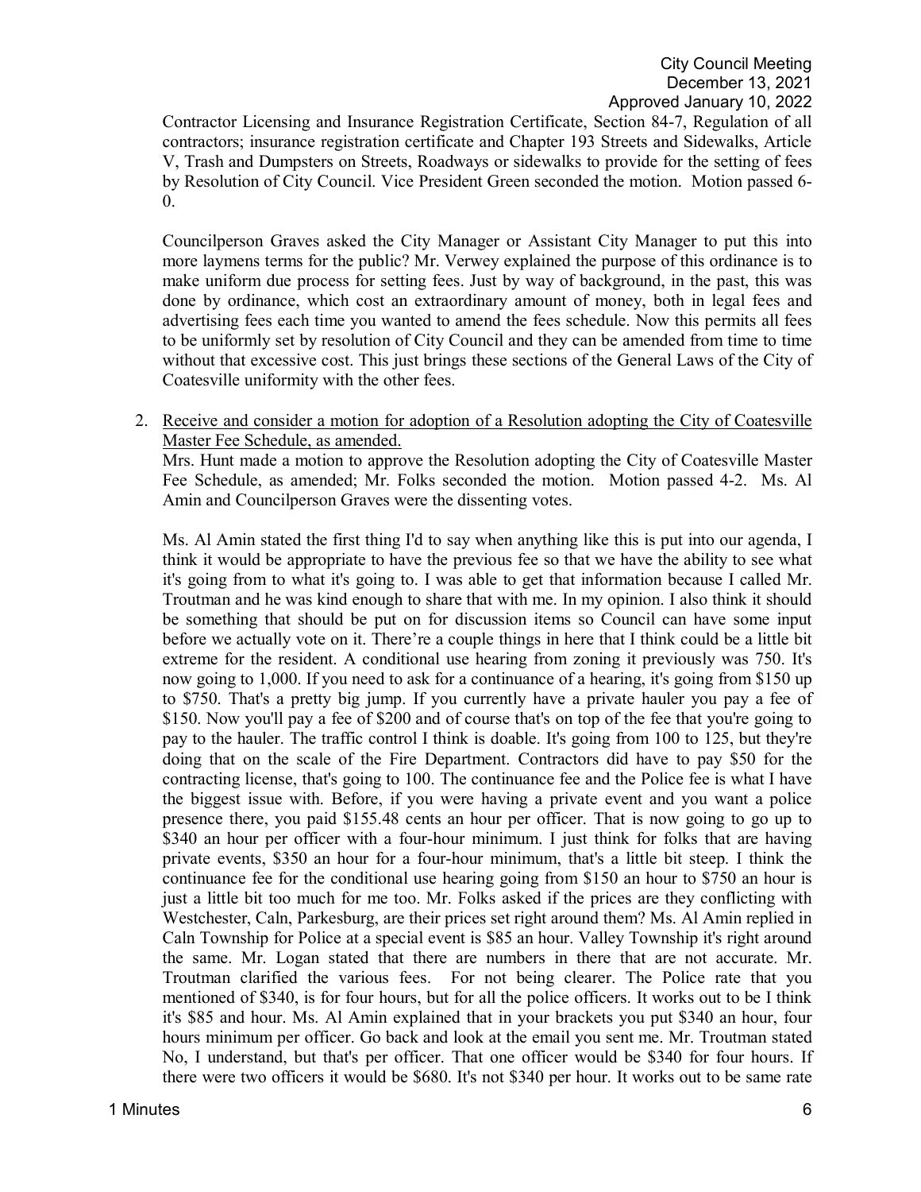Contractor Licensing and Insurance Registration Certificate, Section 84-7, Regulation of all contractors; insurance registration certificate and Chapter 193 Streets and Sidewalks, Article V, Trash and Dumpsters on Streets, Roadways or sidewalks to provide for the setting of fees by Resolution of City Council. Vice President Green seconded the motion. Motion passed 6-0.

Councilperson Graves asked the City Manager or Assistant City Manager to put this into more laymens terms for the public? Mr. Verwey explained the purpose of this ordinance is to make uniform due process for setting fees. Just by way of background, in the past, this was done by ordinance, which cost an extraordinary amount of money, both in legal fees and advertising fees each time you wanted to amend the fees schedule. Now this permits all fees to be uniformly set by resolution of City Council and they can be amended from time to time without that excessive cost. This just brings these sections of the General Laws of the City of Coatesville uniformity with the other fees.

2. Receive and consider a motion for adoption of a Resolution adopting the City of Coatesville Master Fee Schedule, as amended.
   Mrs. Hunt made a motion to approve the Resolution adopting the City of Coatesville Master Fee Schedule, as amended; Mr. Folks seconded the motion. Motion passed 4-2. Ms. Al Amin and Councilperson Graves were the dissenting votes.

   Ms. Al Amin stated the first thing I'd to say when anything like this is put into our agenda, I think it would be appropriate to have the previous fee so that we have the ability to see what it's going from to what it's going to. I was able to get that information because I called Mr. Troutman and he was kind enough to share that with me. In my opinion. I also think it should be something that should be put on for discussion items so Council can have some input before we actually vote on it. There're a couple things in here that I think could be a little bit extreme for the resident. A conditional use hearing from zoning it previously was 750. It's now going to 1,000. If you need to ask for a continuance of a hearing, it's going from $150 up to $750. That's a pretty big jump. If you currently have a private hauler you pay a fee of $150. Now you'll pay a fee of $200 and of course that's on top of the fee that you're going to pay to the hauler. The traffic control I think is doable. It's going from 100 to 125, but they're doing that on the scale of the Fire Department. Contractors did have to pay $50 for the contracting license, that's going to 100. The continuance fee and the Police fee is what I have the biggest issue with. Before, if you were having a private event and you want a police presence there, you paid $155.48 cents an hour per officer. That is now going to go up to $340 an hour per officer with a four-hour minimum. I just think for folks that are having private events, $350 an hour for a four-hour minimum, that's a little bit steep. I think the continuance fee for the conditional use hearing going from $150 an hour to $750 an hour is just a little bit too much for me too. Mr. Folks asked if the prices are they conflicting with Westchester, Caln, Parkesburg, are their prices set right around them? Ms. Al Amin replied in Caln Township for Police at a special event is $85 an hour. Valley Township it's right around the same. Mr. Logan stated that there are numbers in there that are not accurate. Mr. Troutman clarified the various fees. For not being clearer. The Police rate that you mentioned of $340, is for four hours, but for all the police officers. It works out to be I think it's $85 and hour. Ms. Al Amin explained that in your brackets you put $340 an hour, four hours minimum per officer. Go back and look at the email you sent me. Mr. Troutman stated No, I understand, but that's per officer. That one officer would be $340 for four hours. If there were two officers it would be $680. It's not $340 per hour. It works out to be same rate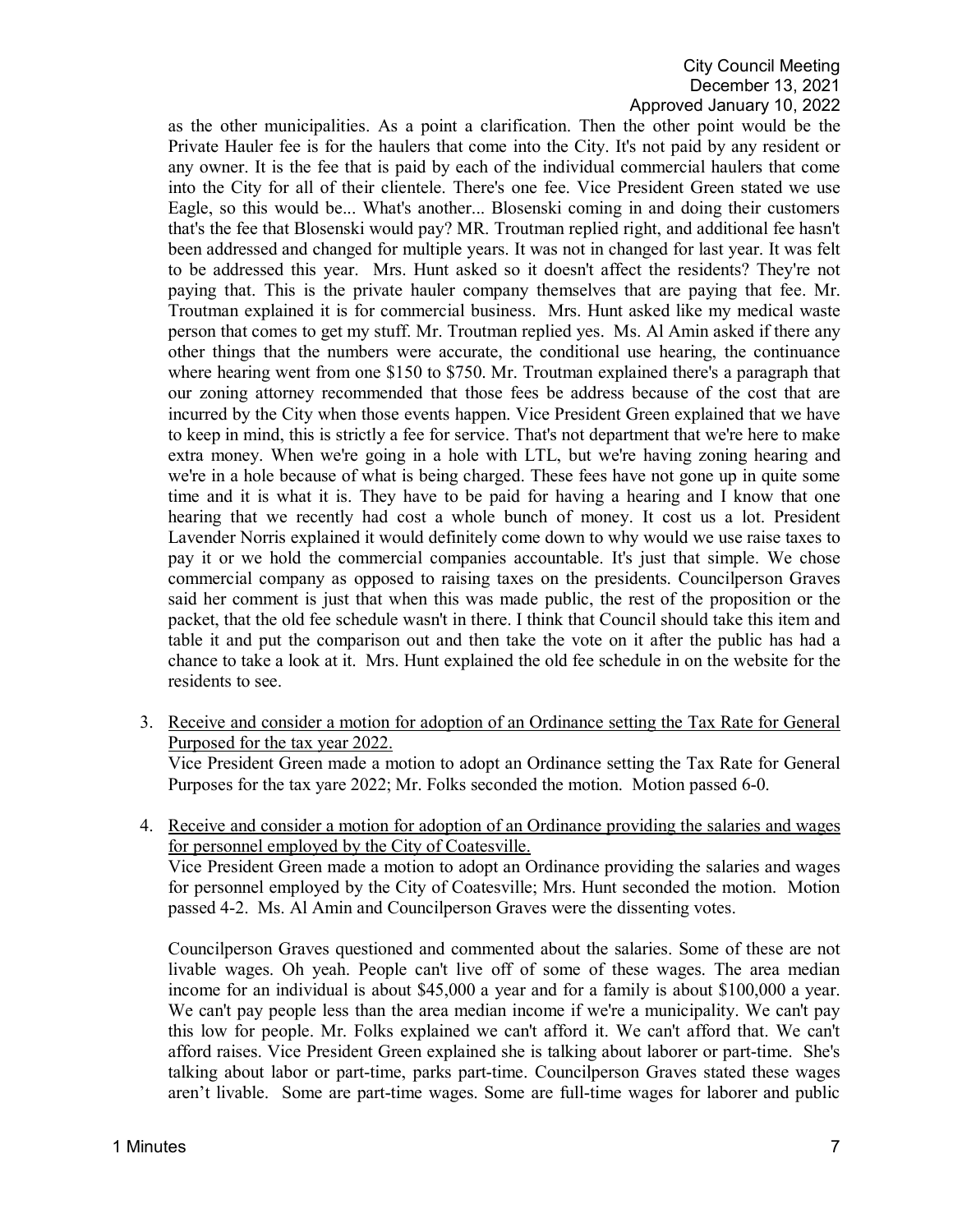as the other municipalities. As a point a clarification. Then the other point would be the Private Hauler fee is for the haulers that come into the City. It's not paid by any resident or any owner. It is the fee that is paid by each of the individual commercial haulers that come into the City for all of their clientele. There's one fee. Vice President Green stated we use Eagle, so this would be... What's another... Blosenski coming in and doing their customers that's the fee that Blosenski would pay? MR. Troutman replied right, and additional fee hasn't been addressed and changed for multiple years. It was not in changed for last year. It was felt to be addressed this year. Mrs. Hunt asked so it doesn't affect the residents? They're not paying that. This is the private hauler company themselves that are paying that fee. Mr. Troutman explained it is for commercial business. Mrs. Hunt asked like my medical waste person that comes to get my stuff. Mr. Troutman replied yes. Ms. Al Amin asked if there any other things that the numbers were accurate, the conditional use hearing, the continuance where hearing went from one $150 to $750. Mr. Troutman explained there's a paragraph that our zoning attorney recommended that those fees be address because of the cost that are incurred by the City when those events happen. Vice President Green explained that we have to keep in mind, this is strictly a fee for service. That's not department that we're here to make extra money. When we're going in a hole with LTL, but we're having zoning hearing and we're in a hole because of what is being charged. These fees have not gone up in quite some time and it is what it is. They have to be paid for having a hearing and I know that one hearing that we recently had cost a whole bunch of money. It cost us a lot. President Lavender Norris explained it would definitely come down to why would we use raise taxes to pay it or we hold the commercial companies accountable. It's just that simple. We chose commercial company as opposed to raising taxes on the presidents. Councilperson Graves said her comment is just that when this was made public, the rest of the proposition or the packet, that the old fee schedule wasn't in there. I think that Council should take this item and table it and put the comparison out and then take the vote on it after the public has had a chance to take a look at it. Mrs. Hunt explained the old fee schedule in on the website for the residents to see.

3. <u>Receive and consider a motion for adoption of an Ordinance setting the Tax Rate for General Purposed for the tax year 2022.</u>
   Vice President Green made a motion to adopt an Ordinance setting the Tax Rate for General Purposes for the tax yare 2022; Mr. Folks seconded the motion. Motion passed 6-0.

4. <u>Receive and consider a motion for adoption of an Ordinance providing the salaries and wages for personnel employed by the City of Coatesville.</u>
   Vice President Green made a motion to adopt an Ordinance providing the salaries and wages for personnel employed by the City of Coatesville; Mrs. Hunt seconded the motion. Motion passed 4-2. Ms. Al Amin and Councilperson Graves were the dissenting votes.

   Councilperson Graves questioned and commented about the salaries. Some of these are not livable wages. Oh yeah. People can't live off of some of these wages. The area median income for an individual is about $45,000 a year and for a family is about $100,000 a year. We can't pay people less than the area median income if we're a municipality. We can't pay this low for people. Mr. Folks explained we can't afford it. We can't afford that. We can't afford raises. Vice President Green explained she is talking about laborer or part-time. She's talking about labor or part-time, parks part-time. Councilperson Graves stated these wages aren't livable. Some are part-time wages. Some are full-time wages for laborer and public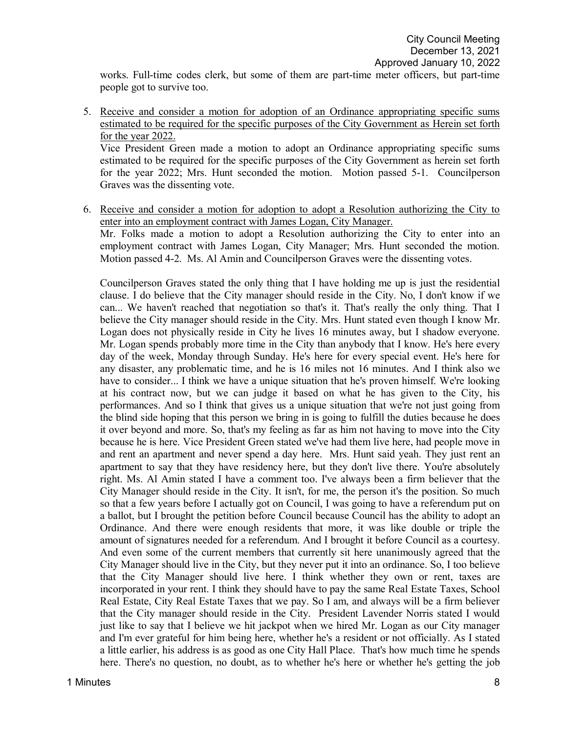works. Full-time codes clerk, but some of them are part-time meter officers, but part-time people got to survive too.

5. Receive and consider a motion for adoption of an Ordinance appropriating specific sums estimated to be required for the specific purposes of the City Government as Herein set forth for the year 2022.

   Vice President Green made a motion to adopt an Ordinance appropriating specific sums estimated to be required for the specific purposes of the City Government as herein set forth for the year 2022; Mrs. Hunt seconded the motion. Motion passed 5-1. Councilperson Graves was the dissenting vote.

6. Receive and consider a motion for adoption to adopt a Resolution authorizing the City to enter into an employment contract with James Logan, City Manager.

   Mr. Folks made a motion to adopt a Resolution authorizing the City to enter into an employment contract with James Logan, City Manager; Mrs. Hunt seconded the motion. Motion passed 4-2. Ms. Al Amin and Councilperson Graves were the dissenting votes.

   Councilperson Graves stated the only thing that I have holding me up is just the residential clause. I do believe that the City manager should reside in the City. No, I don't know if we can... We haven't reached that negotiation so that's it. That's really the only thing. That I believe the City manager should reside in the City. Mrs. Hunt stated even though I know Mr. Logan does not physically reside in City he lives 16 minutes away, but I shadow everyone. Mr. Logan spends probably more time in the City than anybody that I know. He's here every day of the week, Monday through Sunday. He's here for every special event. He's here for any disaster, any problematic time, and he is 16 miles not 16 minutes. And I think also we have to consider... I think we have a unique situation that he's proven himself. We're looking at his contract now, but we can judge it based on what he has given to the City, his performances. And so I think that gives us a unique situation that we're not just going from the blind side hoping that this person we bring in is going to fulfill the duties because he does it over beyond and more. So, that's my feeling as far as him not having to move into the City because he is here. Vice President Green stated we've had them live here, had people move in and rent an apartment and never spend a day here. Mrs. Hunt said yeah. They just rent an apartment to say that they have residency here, but they don't live there. You're absolutely right. Ms. Al Amin stated I have a comment too. I've always been a firm believer that the City Manager should reside in the City. It isn't, for me, the person it's the position. So much so that a few years before I actually got on Council, I was going to have a referendum put on a ballot, but I brought the petition before Council because Council has the ability to adopt an Ordinance. And there were enough residents that more, it was like double or triple the amount of signatures needed for a referendum. And I brought it before Council as a courtesy. And even some of the current members that currently sit here unanimously agreed that the City Manager should live in the City, but they never put it into an ordinance. So, I too believe that the City Manager should live here. I think whether they own or rent, taxes are incorporated in your rent. I think they should have to pay the same Real Estate Taxes, School Real Estate, City Real Estate Taxes that we pay. So I am, and always will be a firm believer that the City manager should reside in the City. President Lavender Norris stated I would just like to say that I believe we hit jackpot when we hired Mr. Logan as our City manager and I'm ever grateful for him being here, whether he's a resident or not officially. As I stated a little earlier, his address is as good as one City Hall Place. That's how much time he spends here. There's no question, no doubt, as to whether he's here or whether he's getting the job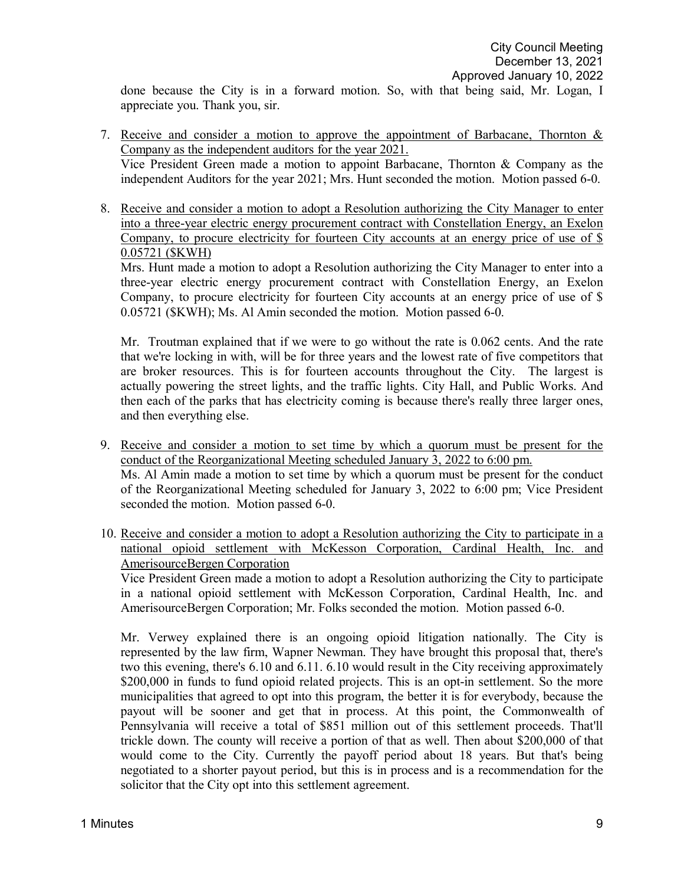done because the City is in a forward motion. So, with that being said, Mr. Logan, I appreciate you. Thank you, sir.

7. <u>Receive and consider a motion to approve the appointment of Barbacane, Thornton & Company as the independent auditors for the year 2021.</u>
   Vice President Green made a motion to appoint Barbacane, Thornton & Company as the independent Auditors for the year 2021; Mrs. Hunt seconded the motion. Motion passed 6-0.

8. <u>Receive and consider a motion to adopt a Resolution authorizing the City Manager to enter into a three-year electric energy procurement contract with Constellation Energy, an Exelon Company, to procure electricity for fourteen City accounts at an energy price of use of $ 0.05721 ($KWH)</u>
   Mrs. Hunt made a motion to adopt a Resolution authorizing the City Manager to enter into a three-year electric energy procurement contract with Constellation Energy, an Exelon Company, to procure electricity for fourteen City accounts at an energy price of use of $ 0.05721 ($KWH); Ms. Al Amin seconded the motion. Motion passed 6-0.

   Mr. Troutman explained that if we were to go without the rate is 0.062 cents. And the rate that we're locking in with, will be for three years and the lowest rate of five competitors that are broker resources. This is for fourteen accounts throughout the City. The largest is actually powering the street lights, and the traffic lights. City Hall, and Public Works. And then each of the parks that has electricity coming is because there's really three larger ones, and then everything else.

9. <u>Receive and consider a motion to set time by which a quorum must be present for the conduct of the Reorganizational Meeting scheduled January 3, 2022 to 6:00 pm.</u>
   Ms. Al Amin made a motion to set time by which a quorum must be present for the conduct of the Reorganizational Meeting scheduled for January 3, 2022 to 6:00 pm; Vice President seconded the motion. Motion passed 6-0.

10. <u>Receive and consider a motion to adopt a Resolution authorizing the City to participate in a national opioid settlement with McKesson Corporation, Cardinal Health, Inc. and AmerisourceBergen Corporation</u>
    Vice President Green made a motion to adopt a Resolution authorizing the City to participate in a national opioid settlement with McKesson Corporation, Cardinal Health, Inc. and AmerisourceBergen Corporation; Mr. Folks seconded the motion. Motion passed 6-0.

    Mr. Verwey explained there is an ongoing opioid litigation nationally. The City is represented by the law firm, Wapner Newman. They have brought this proposal that, there's two this evening, there's 6.10 and 6.11. 6.10 would result in the City receiving approximately $200,000 in funds to fund opioid related projects. This is an opt-in settlement. So the more municipalities that agreed to opt into this program, the better it is for everybody, because the payout will be sooner and get that in process. At this point, the Commonwealth of Pennsylvania will receive a total of $851 million out of this settlement proceeds. That'll trickle down. The county will receive a portion of that as well. Then about $200,000 of that would come to the City. Currently the payoff period about 18 years. But that's being negotiated to a shorter payout period, but this is in process and is a recommendation for the solicitor that the City opt into this settlement agreement.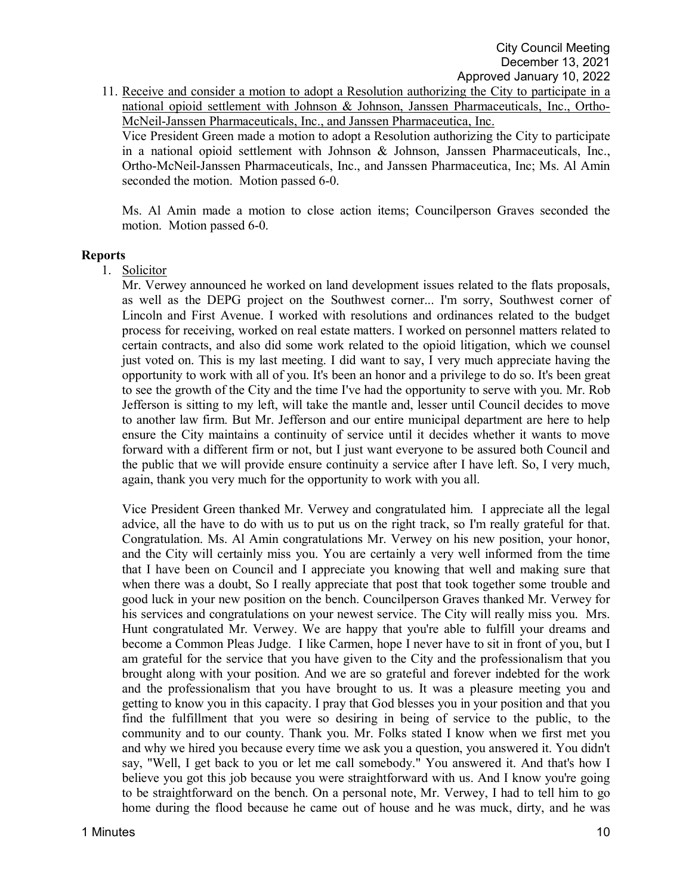11. Receive and consider a motion to adopt a Resolution authorizing the City to participate in a national opioid settlement with Johnson & Johnson, Janssen Pharmaceuticals, Inc., Ortho-McNeil-Janssen Pharmaceuticals, Inc., and Janssen Pharmaceutica, Inc.

    Vice President Green made a motion to adopt a Resolution authorizing the City to participate in a national opioid settlement with Johnson & Johnson, Janssen Pharmaceuticals, Inc., Ortho-McNeil-Janssen Pharmaceuticals, Inc., and Janssen Pharmaceutica, Inc; Ms. Al Amin seconded the motion. Motion passed 6-0.

    Ms. Al Amin made a motion to close action items; Councilperson Graves seconded the motion. Motion passed 6-0.

**Reports**

1. Solicitor

   Mr. Verwey announced he worked on land development issues related to the flats proposals, as well as the DEPG project on the Southwest corner... I'm sorry, Southwest corner of Lincoln and First Avenue. I worked with resolutions and ordinances related to the budget process for receiving, worked on real estate matters. I worked on personnel matters related to certain contracts, and also did some work related to the opioid litigation, which we counsel just voted on. This is my last meeting. I did want to say, I very much appreciate having the opportunity to work with all of you. It's been an honor and a privilege to do so. It's been great to see the growth of the City and the time I've had the opportunity to serve with you. Mr. Rob Jefferson is sitting to my left, will take the mantle and, lesser until Council decides to move to another law firm. But Mr. Jefferson and our entire municipal department are here to help ensure the City maintains a continuity of service until it decides whether it wants to move forward with a different firm or not, but I just want everyone to be assured both Council and the public that we will provide ensure continuity a service after I have left. So, I very much, again, thank you very much for the opportunity to work with you all.

   Vice President Green thanked Mr. Verwey and congratulated him. I appreciate all the legal advice, all the have to do with us to put us on the right track, so I'm really grateful for that. Congratulation. Ms. Al Amin congratulations Mr. Verwey on his new position, your honor, and the City will certainly miss you. You are certainly a very well informed from the time that I have been on Council and I appreciate you knowing that well and making sure that when there was a doubt, So I really appreciate that post that took together some trouble and good luck in your new position on the bench. Councilperson Graves thanked Mr. Verwey for his services and congratulations on your newest service. The City will really miss you. Mrs. Hunt congratulated Mr. Verwey. We are happy that you're able to fulfill your dreams and become a Common Pleas Judge. I like Carmen, hope I never have to sit in front of you, but I am grateful for the service that you have given to the City and the professionalism that you brought along with your position. And we are so grateful and forever indebted for the work and the professionalism that you have brought to us. It was a pleasure meeting you and getting to know you in this capacity. I pray that God blesses you in your position and that you find the fulfillment that you were so desiring in being of service to the public, to the community and to our county. Thank you. Mr. Folks stated I know when we first met you and why we hired you because every time we ask you a question, you answered it. You didn't say, "Well, I get back to you or let me call somebody." You answered it. And that's how I believe you got this job because you were straightforward with us. And I know you're going to be straightforward on the bench. On a personal note, Mr. Verwey, I had to tell him to go home during the flood because he came out of house and he was muck, dirty, and he was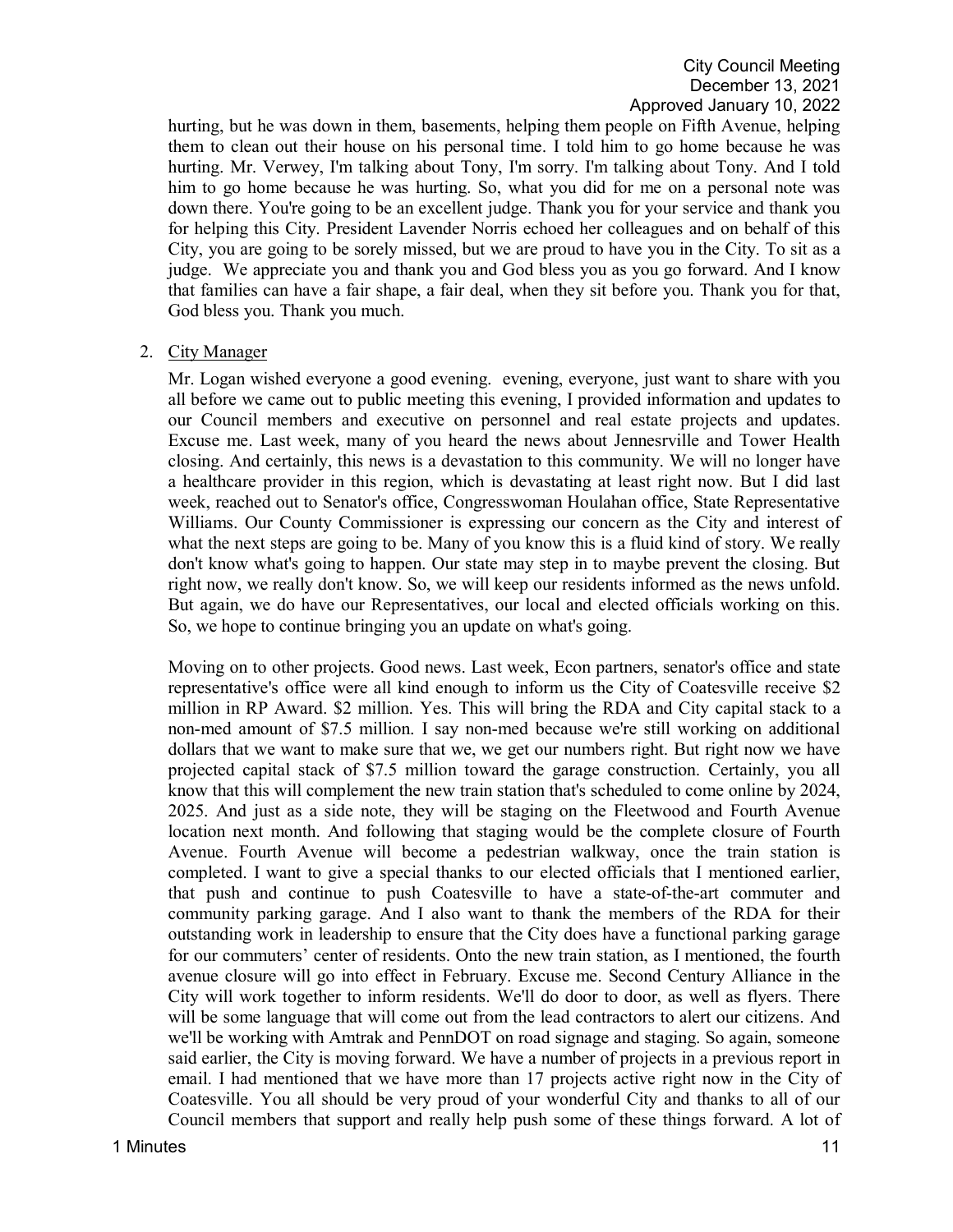hurting, but he was down in them, basements, helping them people on Fifth Avenue, helping them to clean out their house on his personal time. I told him to go home because he was hurting. Mr. Verwey, I'm talking about Tony, I'm sorry. I'm talking about Tony. And I told him to go home because he was hurting. So, what you did for me on a personal note was down there. You're going to be an excellent judge. Thank you for your service and thank you for helping this City. President Lavender Norris echoed her colleagues and on behalf of this City, you are going to be sorely missed, but we are proud to have you in the City. To sit as a judge. We appreciate you and thank you and God bless you as you go forward. And I know that families can have a fair shape, a fair deal, when they sit before you. Thank you for that, God bless you. Thank you much.

2. City Manager

   Mr. Logan wished everyone a good evening. evening, everyone, just want to share with you all before we came out to public meeting this evening, I provided information and updates to our Council members and executive on personnel and real estate projects and updates. Excuse me. Last week, many of you heard the news about Jennesrville and Tower Health closing. And certainly, this news is a devastation to this community. We will no longer have a healthcare provider in this region, which is devastating at least right now. But I did last week, reached out to Senator's office, Congresswoman Houlahan office, State Representative Williams. Our County Commissioner is expressing our concern as the City and interest of what the next steps are going to be. Many of you know this is a fluid kind of story. We really don't know what's going to happen. Our state may step in to maybe prevent the closing. But right now, we really don't know. So, we will keep our residents informed as the news unfold. But again, we do have our Representatives, our local and elected officials working on this. So, we hope to continue bringing you an update on what's going.

   Moving on to other projects. Good news. Last week, Econ partners, senator's office and state representative's office were all kind enough to inform us the City of Coatesville receive $2 million in RP Award. $2 million. Yes. This will bring the RDA and City capital stack to a non-med amount of $7.5 million. I say non-med because we're still working on additional dollars that we want to make sure that we, we get our numbers right. But right now we have projected capital stack of $7.5 million toward the garage construction. Certainly, you all know that this will complement the new train station that's scheduled to come online by 2024, 2025. And just as a side note, they will be staging on the Fleetwood and Fourth Avenue location next month. And following that staging would be the complete closure of Fourth Avenue. Fourth Avenue will become a pedestrian walkway, once the train station is completed. I want to give a special thanks to our elected officials that I mentioned earlier, that push and continue to push Coatesville to have a state-of-the-art commuter and community parking garage. And I also want to thank the members of the RDA for their outstanding work in leadership to ensure that the City does have a functional parking garage for our commuters' center of residents. Onto the new train station, as I mentioned, the fourth avenue closure will go into effect in February. Excuse me. Second Century Alliance in the City will work together to inform residents. We'll do door to door, as well as flyers. There will be some language that will come out from the lead contractors to alert our citizens. And we'll be working with Amtrak and PennDOT on road signage and staging. So again, someone said earlier, the City is moving forward. We have a number of projects in a previous report in email. I had mentioned that we have more than 17 projects active right now in the City of Coatesville. You all should be very proud of your wonderful City and thanks to all of our Council members that support and really help push some of these things forward. A lot of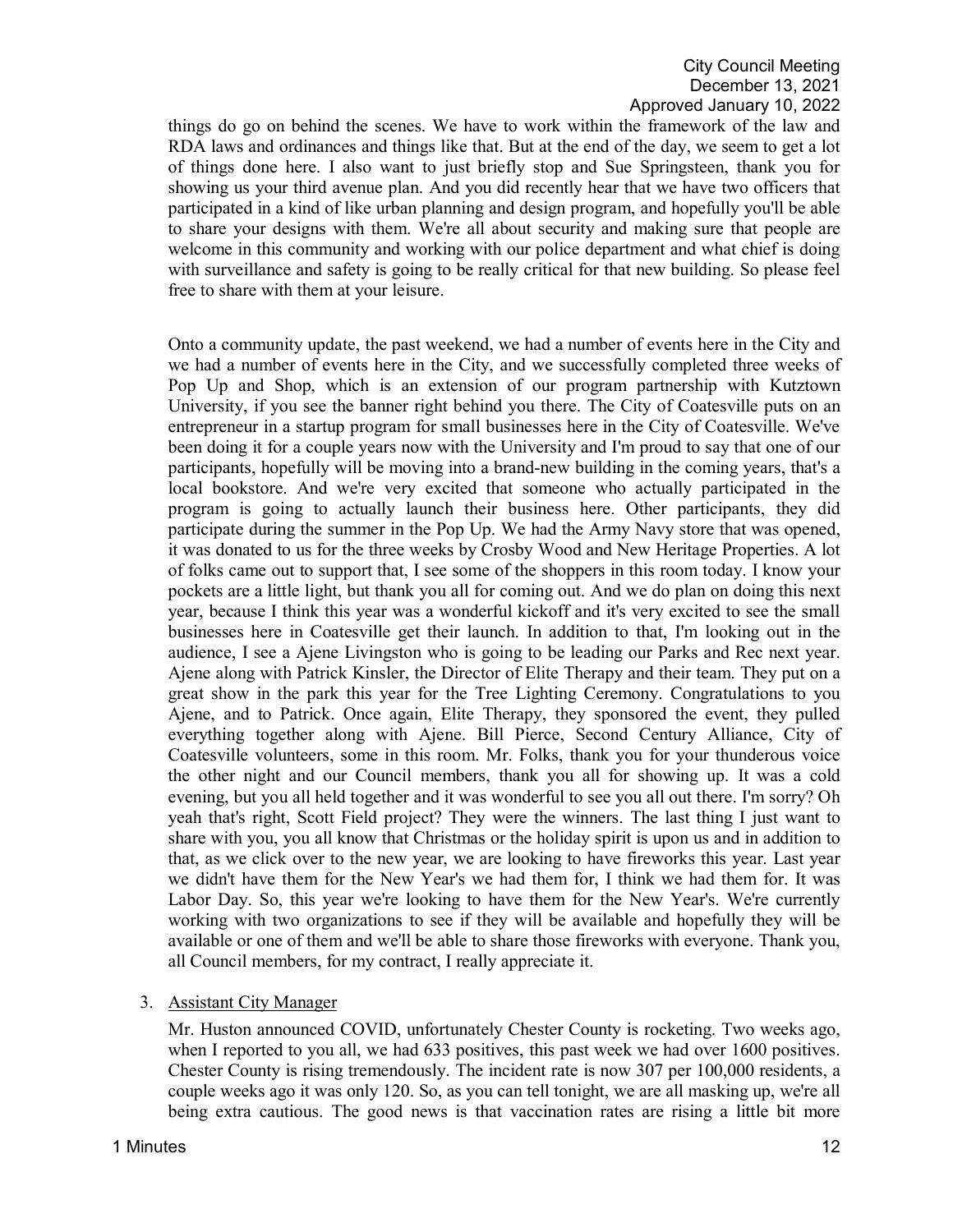things do go on behind the scenes. We have to work within the framework of the law and RDA laws and ordinances and things like that. But at the end of the day, we seem to get a lot of things done here. I also want to just briefly stop and Sue Springsteen, thank you for showing us your third avenue plan. And you did recently hear that we have two officers that participated in a kind of like urban planning and design program, and hopefully you'll be able to share your designs with them. We're all about security and making sure that people are welcome in this community and working with our police department and what chief is doing with surveillance and safety is going to be really critical for that new building. So please feel free to share with them at your leisure.

Onto a community update, the past weekend, we had a number of events here in the City and we had a number of events here in the City, and we successfully completed three weeks of Pop Up and Shop, which is an extension of our program partnership with Kutztown University, if you see the banner right behind you there. The City of Coatesville puts on an entrepreneur in a startup program for small businesses here in the City of Coatesville. We've been doing it for a couple years now with the University and I'm proud to say that one of our participants, hopefully will be moving into a brand-new building in the coming years, that's a local bookstore. And we're very excited that someone who actually participated in the program is going to actually launch their business here. Other participants, they did participate during the summer in the Pop Up. We had the Army Navy store that was opened, it was donated to us for the three weeks by Crosby Wood and New Heritage Properties. A lot of folks came out to support that, I see some of the shoppers in this room today. I know your pockets are a little light, but thank you all for coming out. And we do plan on doing this next year, because I think this year was a wonderful kickoff and it's very excited to see the small businesses here in Coatesville get their launch. In addition to that, I'm looking out in the audience, I see a Ajene Livingston who is going to be leading our Parks and Rec next year. Ajene along with Patrick Kinsler, the Director of Elite Therapy and their team. They put on a great show in the park this year for the Tree Lighting Ceremony. Congratulations to you Ajene, and to Patrick. Once again, Elite Therapy, they sponsored the event, they pulled everything together along with Ajene. Bill Pierce, Second Century Alliance, City of Coatesville volunteers, some in this room. Mr. Folks, thank you for your thunderous voice the other night and our Council members, thank you all for showing up. It was a cold evening, but you all held together and it was wonderful to see you all out there. I'm sorry? Oh yeah that's right, Scott Field project? They were the winners. The last thing I just want to share with you, you all know that Christmas or the holiday spirit is upon us and in addition to that, as we click over to the new year, we are looking to have fireworks this year. Last year we didn't have them for the New Year's we had them for, I think we had them for. It was Labor Day. So, this year we're looking to have them for the New Year's. We're currently working with two organizations to see if they will be available and hopefully they will be available or one of them and we'll be able to share those fireworks with everyone. Thank you, all Council members, for my contract, I really appreciate it.

3. Assistant City Manager

Mr. Huston announced COVID, unfortunately Chester County is rocketing. Two weeks ago, when I reported to you all, we had 633 positives, this past week we had over 1600 positives. Chester County is rising tremendously. The incident rate is now 307 per 100,000 residents, a couple weeks ago it was only 120. So, as you can tell tonight, we are all masking up, we're all being extra cautious. The good news is that vaccination rates are rising a little bit more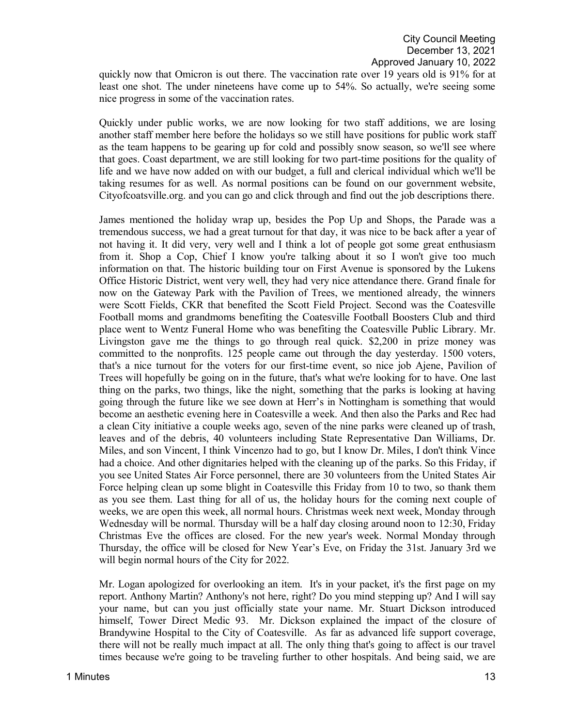quickly now that Omicron is out there. The vaccination rate over 19 years old is 91% for at least one shot. The under nineteens have come up to 54%. So actually, we're seeing some nice progress in some of the vaccination rates.

Quickly under public works, we are now looking for two staff additions, we are losing another staff member here before the holidays so we still have positions for public work staff as the team happens to be gearing up for cold and possibly snow season, so we'll see where that goes. Coast department, we are still looking for two part-time positions for the quality of life and we have now added on with our budget, a full and clerical individual which we'll be taking resumes for as well. As normal positions can be found on our government website, Cityofcoatsville.org. and you can go and click through and find out the job descriptions there.

James mentioned the holiday wrap up, besides the Pop Up and Shops, the Parade was a tremendous success, we had a great turnout for that day, it was nice to be back after a year of not having it. It did very, very well and I think a lot of people got some great enthusiasm from it. Shop a Cop, Chief I know you're talking about it so I won't give too much information on that. The historic building tour on First Avenue is sponsored by the Lukens Office Historic District, went very well, they had very nice attendance there. Grand finale for now on the Gateway Park with the Pavilion of Trees, we mentioned already, the winners were Scott Fields, CKR that benefited the Scott Field Project. Second was the Coatesville Football moms and grandmoms benefiting the Coatesville Football Boosters Club and third place went to Wentz Funeral Home who was benefiting the Coatesville Public Library. Mr. Livingston gave me the things to go through real quick. $2,200 in prize money was committed to the nonprofits. 125 people came out through the day yesterday. 1500 voters, that's a nice turnout for the voters for our first-time event, so nice job Ajene, Pavilion of Trees will hopefully be going on in the future, that's what we're looking for to have. One last thing on the parks, two things, like the night, something that the parks is looking at having going through the future like we see down at Herr's in Nottingham is something that would become an aesthetic evening here in Coatesville a week. And then also the Parks and Rec had a clean City initiative a couple weeks ago, seven of the nine parks were cleaned up of trash, leaves and of the debris, 40 volunteers including State Representative Dan Williams, Dr. Miles, and son Vincent, I think Vincenzo had to go, but I know Dr. Miles, I don't think Vince had a choice. And other dignitaries helped with the cleaning up of the parks. So this Friday, if you see United States Air Force personnel, there are 30 volunteers from the United States Air Force helping clean up some blight in Coatesville this Friday from 10 to two, so thank them as you see them. Last thing for all of us, the holiday hours for the coming next couple of weeks, we are open this week, all normal hours. Christmas week next week, Monday through Wednesday will be normal. Thursday will be a half day closing around noon to 12:30, Friday Christmas Eve the offices are closed. For the new year's week. Normal Monday through Thursday, the office will be closed for New Year's Eve, on Friday the 31st. January 3rd we will begin normal hours of the City for 2022.

Mr. Logan apologized for overlooking an item. It's in your packet, it's the first page on my report. Anthony Martin? Anthony's not here, right? Do you mind stepping up? And I will say your name, but can you just officially state your name. Mr. Stuart Dickson introduced himself, Tower Direct Medic 93. Mr. Dickson explained the impact of the closure of Brandywine Hospital to the City of Coatesville. As far as advanced life support coverage, there will not be really much impact at all. The only thing that's going to affect is our travel times because we're going to be traveling further to other hospitals. And being said, we are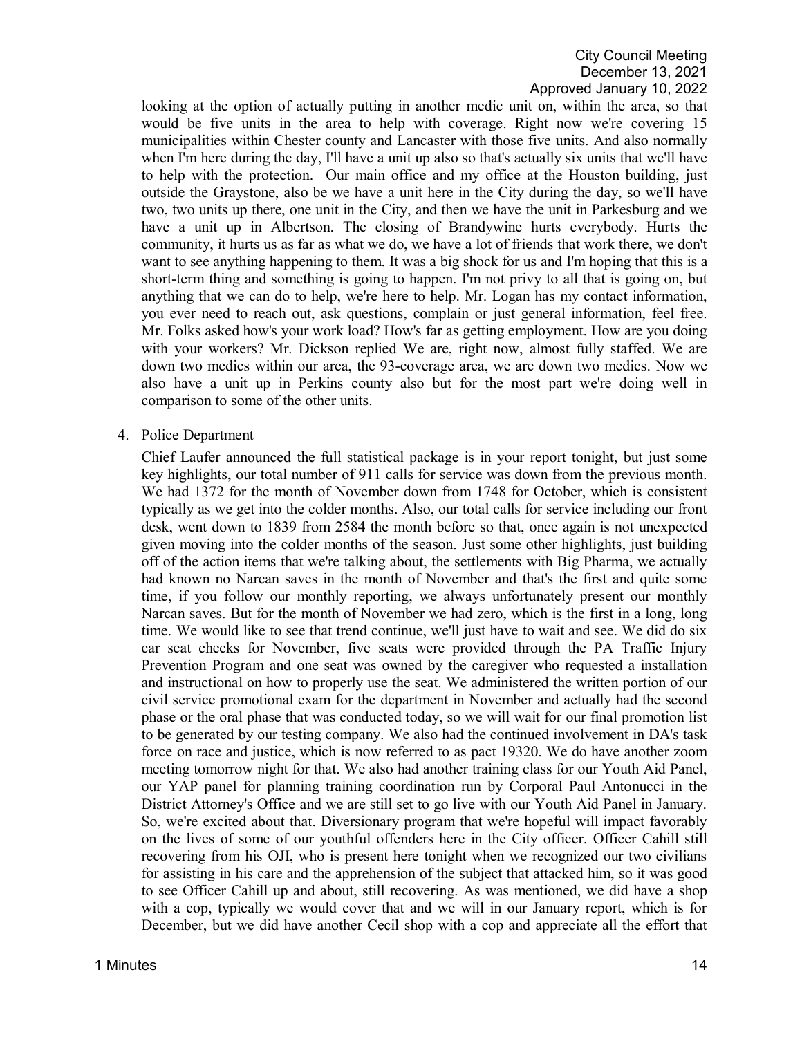looking at the option of actually putting in another medic unit on, within the area, so that would be five units in the area to help with coverage. Right now we're covering 15 municipalities within Chester county and Lancaster with those five units. And also normally when I'm here during the day, I'll have a unit up also so that's actually six units that we'll have to help with the protection. Our main office and my office at the Houston building, just outside the Graystone, also be we have a unit here in the City during the day, so we'll have two, two units up there, one unit in the City, and then we have the unit in Parkesburg and we have a unit up in Albertson. The closing of Brandywine hurts everybody. Hurts the community, it hurts us as far as what we do, we have a lot of friends that work there, we don't want to see anything happening to them. It was a big shock for us and I'm hoping that this is a short-term thing and something is going to happen. I'm not privy to all that is going on, but anything that we can do to help, we're here to help. Mr. Logan has my contact information, you ever need to reach out, ask questions, complain or just general information, feel free. Mr. Folks asked how's your work load? How's far as getting employment. How are you doing with your workers? Mr. Dickson replied We are, right now, almost fully staffed. We are down two medics within our area, the 93-coverage area, we are down two medics. Now we also have a unit up in Perkins county also but for the most part we're doing well in comparison to some of the other units.

4. Police Department

   Chief Laufer announced the full statistical package is in your report tonight, but just some key highlights, our total number of 911 calls for service was down from the previous month. We had 1372 for the month of November down from 1748 for October, which is consistent typically as we get into the colder months. Also, our total calls for service including our front desk, went down to 1839 from 2584 the month before so that, once again is not unexpected given moving into the colder months of the season. Just some other highlights, just building off of the action items that we're talking about, the settlements with Big Pharma, we actually had known no Narcan saves in the month of November and that's the first and quite some time, if you follow our monthly reporting, we always unfortunately present our monthly Narcan saves. But for the month of November we had zero, which is the first in a long, long time. We would like to see that trend continue, we'll just have to wait and see. We did do six car seat checks for November, five seats were provided through the PA Traffic Injury Prevention Program and one seat was owned by the caregiver who requested a installation and instructional on how to properly use the seat. We administered the written portion of our civil service promotional exam for the department in November and actually had the second phase or the oral phase that was conducted today, so we will wait for our final promotion list to be generated by our testing company. We also had the continued involvement in DA's task force on race and justice, which is now referred to as pact 19320. We do have another zoom meeting tomorrow night for that. We also had another training class for our Youth Aid Panel, our YAP panel for planning training coordination run by Corporal Paul Antonucci in the District Attorney's Office and we are still set to go live with our Youth Aid Panel in January. So, we're excited about that. Diversionary program that we're hopeful will impact favorably on the lives of some of our youthful offenders here in the City officer. Officer Cahill still recovering from his OJI, who is present here tonight when we recognized our two civilians for assisting in his care and the apprehension of the subject that attacked him, so it was good to see Officer Cahill up and about, still recovering. As was mentioned, we did have a shop with a cop, typically we would cover that and we will in our January report, which is for December, but we did have another Cecil shop with a cop and appreciate all the effort that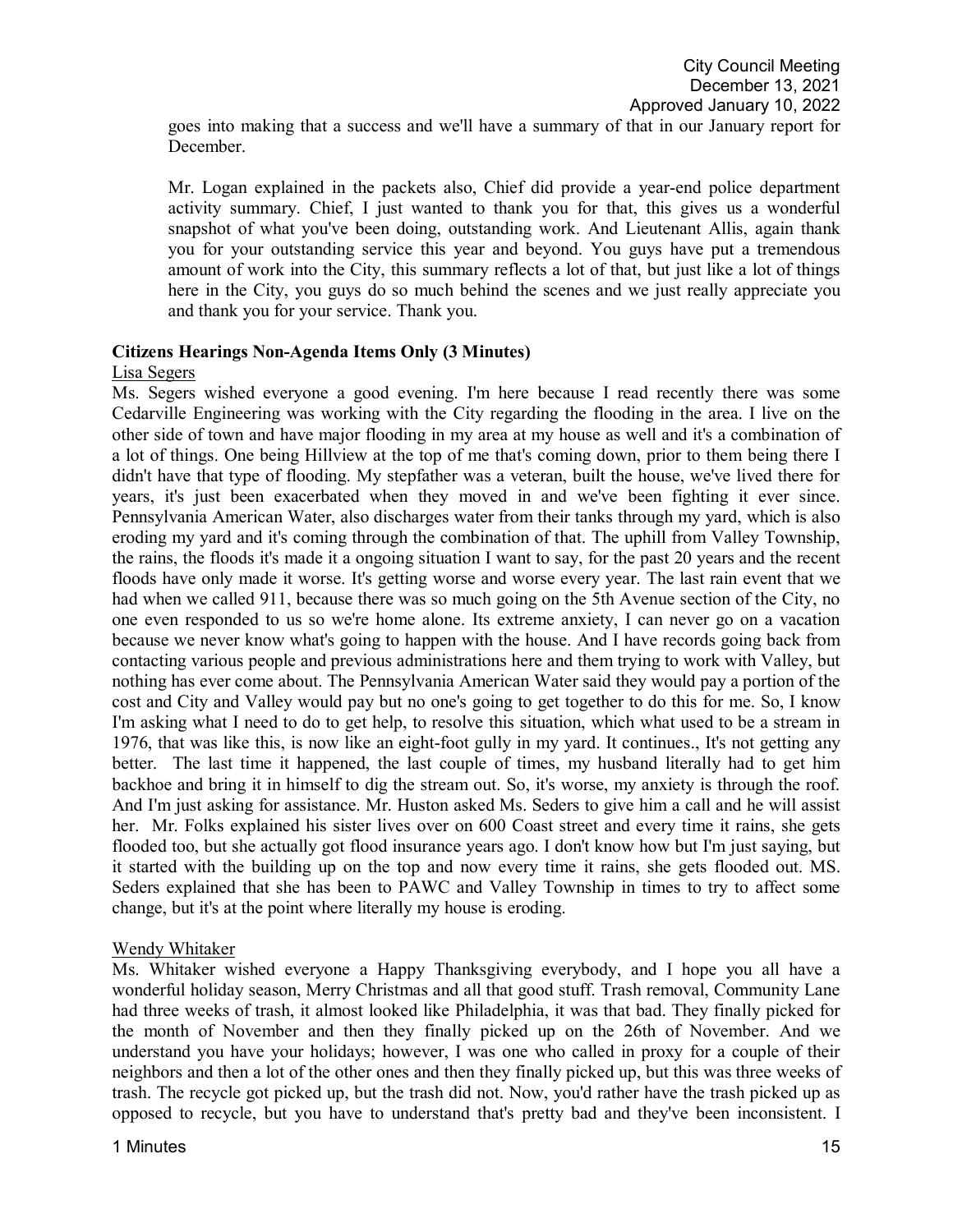goes into making that a success and we'll have a summary of that in our January report for December.

Mr. Logan explained in the packets also, Chief did provide a year-end police department activity summary. Chief, I just wanted to thank you for that, this gives us a wonderful snapshot of what you've been doing, outstanding work. And Lieutenant Allis, again thank you for your outstanding service this year and beyond. You guys have put a tremendous amount of work into the City, this summary reflects a lot of that, but just like a lot of things here in the City, you guys do so much behind the scenes and we just really appreciate you and thank you for your service. Thank you.

**Citizens Hearings Non-Agenda Items Only (3 Minutes)**

Lisa Segers

Ms. Segers wished everyone a good evening. I'm here because I read recently there was some Cedarville Engineering was working with the City regarding the flooding in the area. I live on the other side of town and have major flooding in my area at my house as well and it's a combination of a lot of things. One being Hillview at the top of me that's coming down, prior to them being there I didn't have that type of flooding. My stepfather was a veteran, built the house, we've lived there for years, it's just been exacerbated when they moved in and we've been fighting it ever since. Pennsylvania American Water, also discharges water from their tanks through my yard, which is also eroding my yard and it's coming through the combination of that. The uphill from Valley Township, the rains, the floods it's made it a ongoing situation I want to say, for the past 20 years and the recent floods have only made it worse. It's getting worse and worse every year. The last rain event that we had when we called 911, because there was so much going on the 5th Avenue section of the City, no one even responded to us so we're home alone. Its extreme anxiety, I can never go on a vacation because we never know what's going to happen with the house. And I have records going back from contacting various people and previous administrations here and them trying to work with Valley, but nothing has ever come about. The Pennsylvania American Water said they would pay a portion of the cost and City and Valley would pay but no one's going to get together to do this for me. So, I know I'm asking what I need to do to get help, to resolve this situation, which what used to be a stream in 1976, that was like this, is now like an eight-foot gully in my yard. It continues., It's not getting any better. The last time it happened, the last couple of times, my husband literally had to get him backhoe and bring it in himself to dig the stream out. So, it's worse, my anxiety is through the roof. And I'm just asking for assistance. Mr. Huston asked Ms. Seders to give him a call and he will assist her. Mr. Folks explained his sister lives over on 600 Coast street and every time it rains, she gets flooded too, but she actually got flood insurance years ago. I don't know how but I'm just saying, but it started with the building up on the top and now every time it rains, she gets flooded out. MS. Seders explained that she has been to PAWC and Valley Township in times to try to affect some change, but it's at the point where literally my house is eroding.

Wendy Whitaker

Ms. Whitaker wished everyone a Happy Thanksgiving everybody, and I hope you all have a wonderful holiday season, Merry Christmas and all that good stuff. Trash removal, Community Lane had three weeks of trash, it almost looked like Philadelphia, it was that bad. They finally picked for the month of November and then they finally picked up on the 26th of November. And we understand you have your holidays; however, I was one who called in proxy for a couple of their neighbors and then a lot of the other ones and then they finally picked up, but this was three weeks of trash. The recycle got picked up, but the trash did not. Now, you'd rather have the trash picked up as opposed to recycle, but you have to understand that's pretty bad and they've been inconsistent. I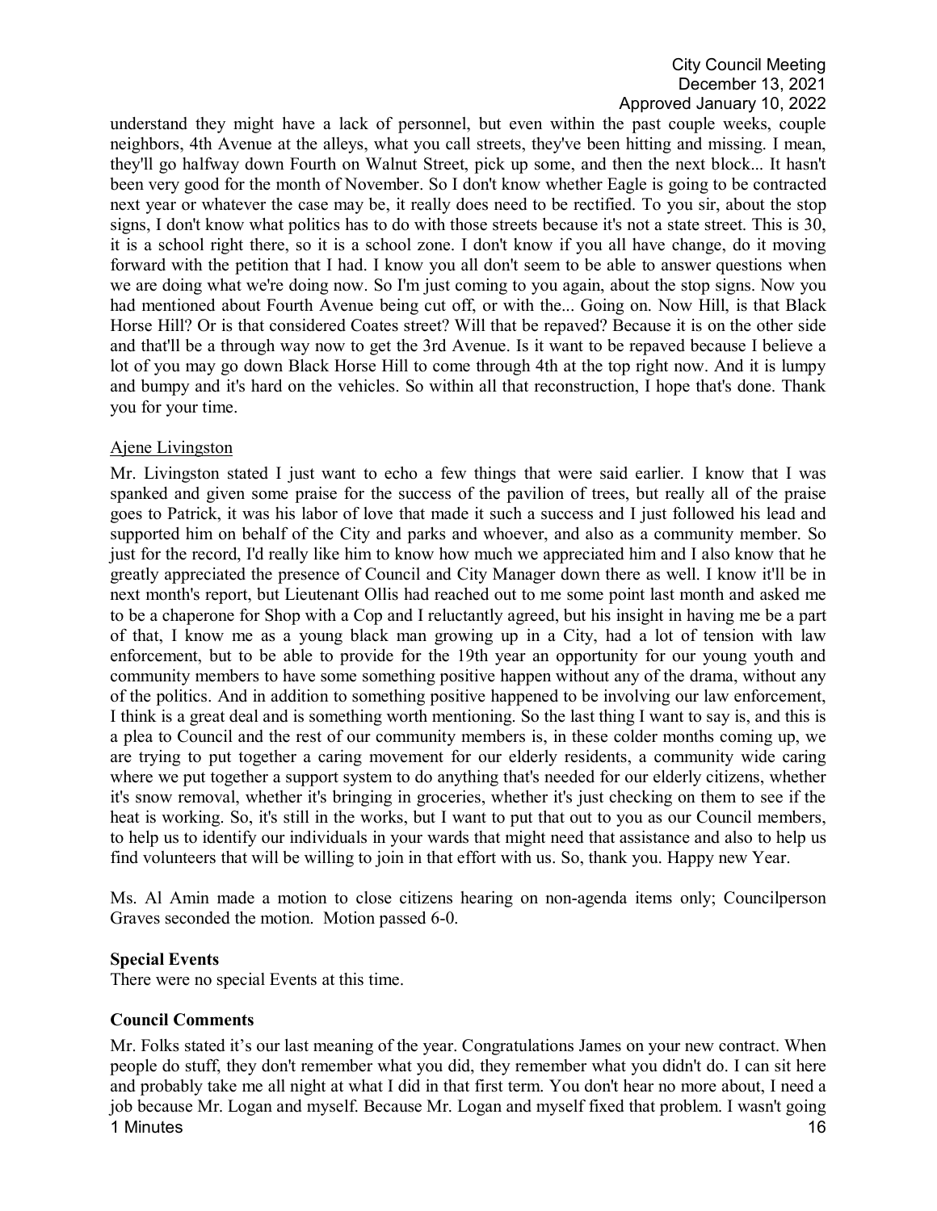understand they might have a lack of personnel, but even within the past couple weeks, couple neighbors, 4th Avenue at the alleys, what you call streets, they've been hitting and missing. I mean, they'll go halfway down Fourth on Walnut Street, pick up some, and then the next block... It hasn't been very good for the month of November. So I don't know whether Eagle is going to be contracted next year or whatever the case may be, it really does need to be rectified. To you sir, about the stop signs, I don't know what politics has to do with those streets because it's not a state street. This is 30, it is a school right there, so it is a school zone. I don't know if you all have change, do it moving forward with the petition that I had. I know you all don't seem to be able to answer questions when we are doing what we're doing now. So I'm just coming to you again, about the stop signs. Now you had mentioned about Fourth Avenue being cut off, or with the... Going on. Now Hill, is that Black Horse Hill? Or is that considered Coates street? Will that be repaved? Because it is on the other side and that'll be a through way now to get the 3rd Avenue. Is it want to be repaved because I believe a lot of you may go down Black Horse Hill to come through 4th at the top right now. And it is lumpy and bumpy and it's hard on the vehicles. So within all that reconstruction, I hope that's done. Thank you for your time.

Ajene Livingston

Mr. Livingston stated I just want to echo a few things that were said earlier. I know that I was spanked and given some praise for the success of the pavilion of trees, but really all of the praise goes to Patrick, it was his labor of love that made it such a success and I just followed his lead and supported him on behalf of the City and parks and whoever, and also as a community member. So just for the record, I'd really like him to know how much we appreciated him and I also know that he greatly appreciated the presence of Council and City Manager down there as well. I know it'll be in next month's report, but Lieutenant Ollis had reached out to me some point last month and asked me to be a chaperone for Shop with a Cop and I reluctantly agreed, but his insight in having me be a part of that, I know me as a young black man growing up in a City, had a lot of tension with law enforcement, but to be able to provide for the 19th year an opportunity for our young youth and community members to have some something positive happen without any of the drama, without any of the politics. And in addition to something positive happened to be involving our law enforcement, I think is a great deal and is something worth mentioning. So the last thing I want to say is, and this is a plea to Council and the rest of our community members is, in these colder months coming up, we are trying to put together a caring movement for our elderly residents, a community wide caring where we put together a support system to do anything that's needed for our elderly citizens, whether it's snow removal, whether it's bringing in groceries, whether it's just checking on them to see if the heat is working. So, it's still in the works, but I want to put that out to you as our Council members, to help us to identify our individuals in your wards that might need that assistance and also to help us find volunteers that will be willing to join in that effort with us. So, thank you. Happy new Year.

Ms. Al Amin made a motion to close citizens hearing on non-agenda items only; Councilperson Graves seconded the motion. Motion passed 6-0.

**Special Events**

There were no special Events at this time.

**Council Comments**

Mr. Folks stated it's our last meaning of the year. Congratulations James on your new contract. When people do stuff, they don't remember what you did, they remember what you didn't do. I can sit here and probably take me all night at what I did in that first term. You don't hear no more about, I need a job because Mr. Logan and myself. Because Mr. Logan and myself fixed that problem. I wasn't going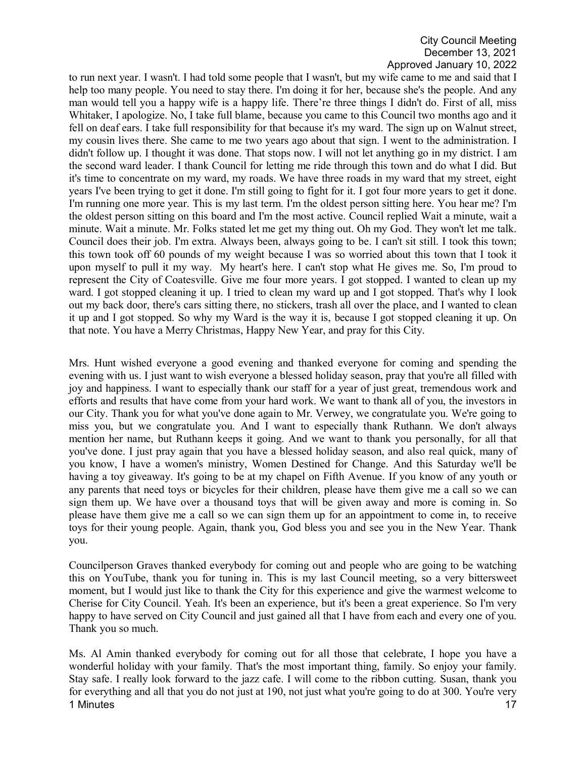to run next year. I wasn't. I had told some people that I wasn't, but my wife came to me and said that I help too many people. You need to stay there. I'm doing it for her, because she's the people. And any man would tell you a happy wife is a happy life. There're three things I didn't do. First of all, miss Whitaker, I apologize. No, I take full blame, because you came to this Council two months ago and it fell on deaf ears. I take full responsibility for that because it's my ward. The sign up on Walnut street, my cousin lives there. She came to me two years ago about that sign. I went to the administration. I didn't follow up. I thought it was done. That stops now. I will not let anything go in my district. I am the second ward leader. I thank Council for letting me ride through this town and do what I did. But it's time to concentrate on my ward, my roads. We have three roads in my ward that my street, eight years I've been trying to get it done. I'm still going to fight for it. I got four more years to get it done. I'm running one more year. This is my last term. I'm the oldest person sitting here. You hear me? I'm the oldest person sitting on this board and I'm the most active. Council replied Wait a minute, wait a minute. Wait a minute. Mr. Folks stated let me get my thing out. Oh my God. They won't let me talk. Council does their job. I'm extra. Always been, always going to be. I can't sit still. I took this town; this town took off 60 pounds of my weight because I was so worried about this town that I took it upon myself to pull it my way. My heart's here. I can't stop what He gives me. So, I'm proud to represent the City of Coatesville. Give me four more years. I got stopped. I wanted to clean up my ward. I got stopped cleaning it up. I tried to clean my ward up and I got stopped. That's why I look out my back door, there's cars sitting there, no stickers, trash all over the place, and I wanted to clean it up and I got stopped. So why my Ward is the way it is, because I got stopped cleaning it up. On that note. You have a Merry Christmas, Happy New Year, and pray for this City.

Mrs. Hunt wished everyone a good evening and thanked everyone for coming and spending the evening with us. I just want to wish everyone a blessed holiday season, pray that you're all filled with joy and happiness. I want to especially thank our staff for a year of just great, tremendous work and efforts and results that have come from your hard work. We want to thank all of you, the investors in our City. Thank you for what you've done again to Mr. Verwey, we congratulate you. We're going to miss you, but we congratulate you. And I want to especially thank Ruthann. We don't always mention her name, but Ruthann keeps it going. And we want to thank you personally, for all that you've done. I just pray again that you have a blessed holiday season, and also real quick, many of you know, I have a women's ministry, Women Destined for Change. And this Saturday we'll be having a toy giveaway. It's going to be at my chapel on Fifth Avenue. If you know of any youth or any parents that need toys or bicycles for their children, please have them give me a call so we can sign them up. We have over a thousand toys that will be given away and more is coming in. So please have them give me a call so we can sign them up for an appointment to come in, to receive toys for their young people. Again, thank you, God bless you and see you in the New Year. Thank you.

Councilperson Graves thanked everybody for coming out and people who are going to be watching this on YouTube, thank you for tuning in. This is my last Council meeting, so a very bittersweet moment, but I would just like to thank the City for this experience and give the warmest welcome to Cherise for City Council. Yeah. It's been an experience, but it's been a great experience. So I'm very happy to have served on City Council and just gained all that I have from each and every one of you. Thank you so much.

Ms. Al Amin thanked everybody for coming out for all those that celebrate, I hope you have a wonderful holiday with your family. That's the most important thing, family. So enjoy your family. Stay safe. I really look forward to the jazz cafe. I will come to the ribbon cutting. Susan, thank you for everything and all that you do not just at 190, not just what you're going to do at 300. You're very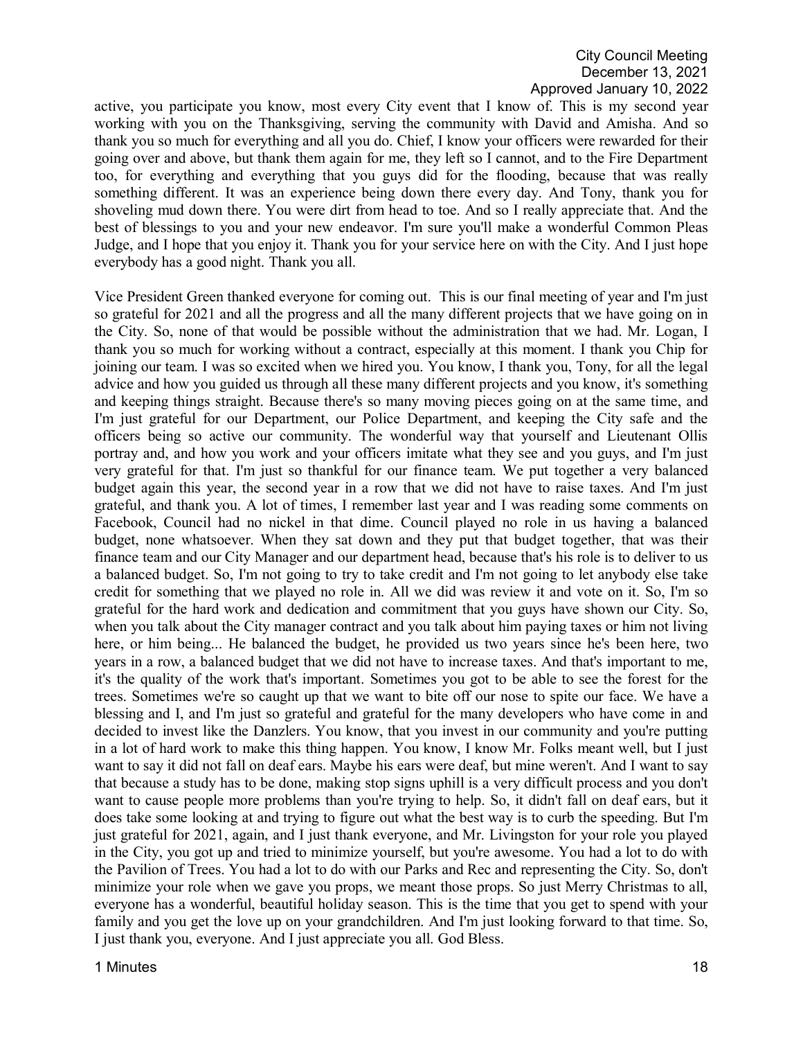active, you participate you know, most every City event that I know of. This is my second year working with you on the Thanksgiving, serving the community with David and Amisha. And so thank you so much for everything and all you do. Chief, I know your officers were rewarded for their going over and above, but thank them again for me, they left so I cannot, and to the Fire Department too, for everything and everything that you guys did for the flooding, because that was really something different. It was an experience being down there every day. And Tony, thank you for shoveling mud down there. You were dirt from head to toe. And so I really appreciate that. And the best of blessings to you and your new endeavor. I'm sure you'll make a wonderful Common Pleas Judge, and I hope that you enjoy it. Thank you for your service here on with the City. And I just hope everybody has a good night. Thank you all.

Vice President Green thanked everyone for coming out. This is our final meeting of year and I'm just so grateful for 2021 and all the progress and all the many different projects that we have going on in the City. So, none of that would be possible without the administration that we had. Mr. Logan, I thank you so much for working without a contract, especially at this moment. I thank you Chip for joining our team. I was so excited when we hired you. You know, I thank you, Tony, for all the legal advice and how you guided us through all these many different projects and you know, it's something and keeping things straight. Because there's so many moving pieces going on at the same time, and I'm just grateful for our Department, our Police Department, and keeping the City safe and the officers being so active our community. The wonderful way that yourself and Lieutenant Ollis portray and, and how you work and your officers imitate what they see and you guys, and I'm just very grateful for that. I'm just so thankful for our finance team. We put together a very balanced budget again this year, the second year in a row that we did not have to raise taxes. And I'm just grateful, and thank you. A lot of times, I remember last year and I was reading some comments on Facebook, Council had no nickel in that dime. Council played no role in us having a balanced budget, none whatsoever. When they sat down and they put that budget together, that was their finance team and our City Manager and our department head, because that's his role is to deliver to us a balanced budget. So, I'm not going to try to take credit and I'm not going to let anybody else take credit for something that we played no role in. All we did was review it and vote on it. So, I'm so grateful for the hard work and dedication and commitment that you guys have shown our City. So, when you talk about the City manager contract and you talk about him paying taxes or him not living here, or him being... He balanced the budget, he provided us two years since he's been here, two years in a row, a balanced budget that we did not have to increase taxes. And that's important to me, it's the quality of the work that's important. Sometimes you got to be able to see the forest for the trees. Sometimes we're so caught up that we want to bite off our nose to spite our face. We have a blessing and I, and I'm just so grateful and grateful for the many developers who have come in and decided to invest like the Danzlers. You know, that you invest in our community and you're putting in a lot of hard work to make this thing happen. You know, I know Mr. Folks meant well, but I just want to say it did not fall on deaf ears. Maybe his ears were deaf, but mine weren't. And I want to say that because a study has to be done, making stop signs uphill is a very difficult process and you don't want to cause people more problems than you're trying to help. So, it didn't fall on deaf ears, but it does take some looking at and trying to figure out what the best way is to curb the speeding. But I'm just grateful for 2021, again, and I just thank everyone, and Mr. Livingston for your role you played in the City, you got up and tried to minimize yourself, but you're awesome. You had a lot to do with the Pavilion of Trees. You had a lot to do with our Parks and Rec and representing the City. So, don't minimize your role when we gave you props, we meant those props. So just Merry Christmas to all, everyone has a wonderful, beautiful holiday season. This is the time that you get to spend with your family and you get the love up on your grandchildren. And I'm just looking forward to that time. So, I just thank you, everyone. And I just appreciate you all. God Bless.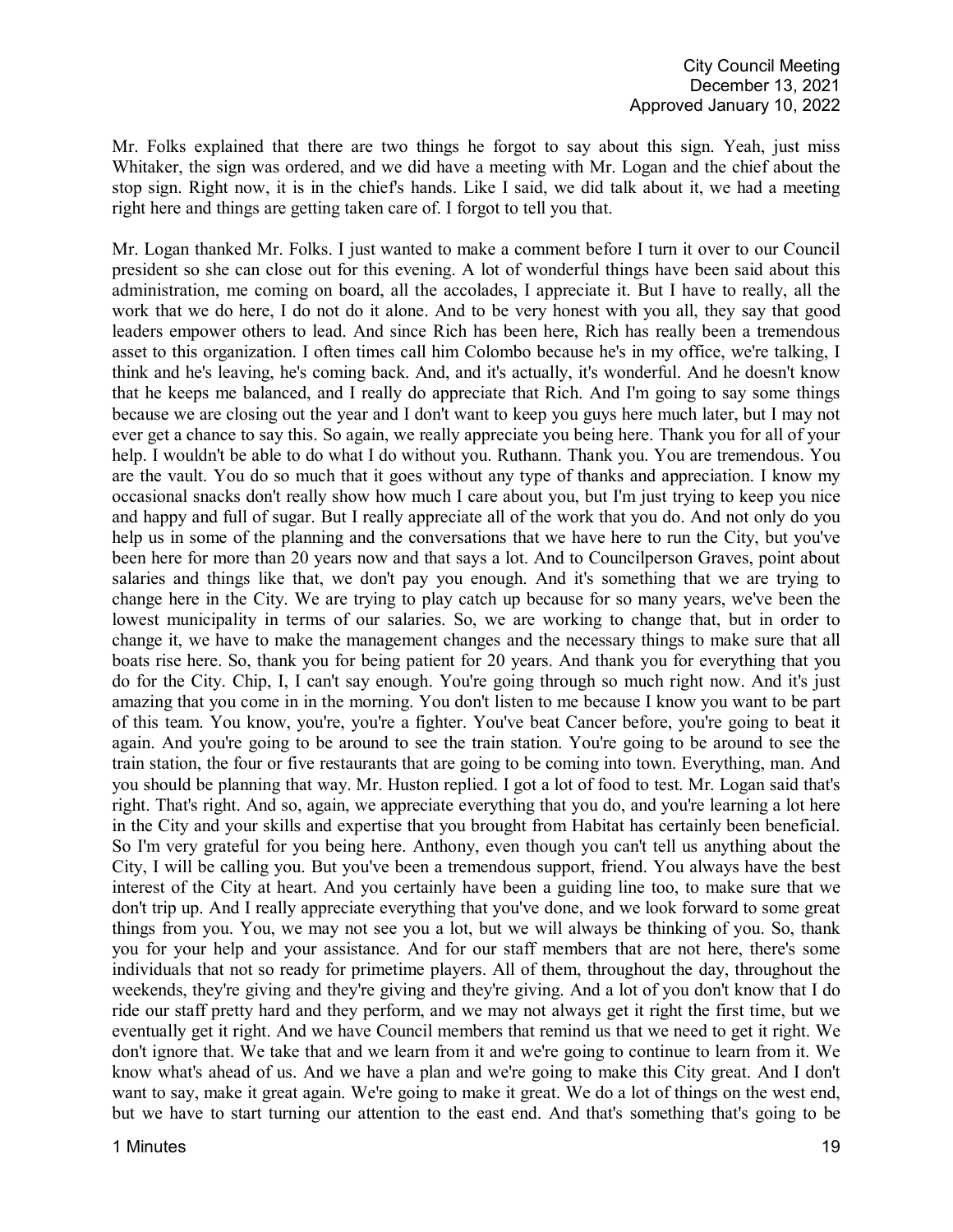Mr. Folks explained that there are two things he forgot to say about this sign. Yeah, just miss Whitaker, the sign was ordered, and we did have a meeting with Mr. Logan and the chief about the stop sign. Right now, it is in the chief's hands. Like I said, we did talk about it, we had a meeting right here and things are getting taken care of. I forgot to tell you that.

Mr. Logan thanked Mr. Folks. I just wanted to make a comment before I turn it over to our Council president so she can close out for this evening. A lot of wonderful things have been said about this administration, me coming on board, all the accolades, I appreciate it. But I have to really, all the work that we do here, I do not do it alone. And to be very honest with you all, they say that good leaders empower others to lead. And since Rich has been here, Rich has really been a tremendous asset to this organization. I often times call him Colombo because he's in my office, we're talking, I think and he's leaving, he's coming back. And, and it's actually, it's wonderful. And he doesn't know that he keeps me balanced, and I really do appreciate that Rich. And I'm going to say some things because we are closing out the year and I don't want to keep you guys here much later, but I may not ever get a chance to say this. So again, we really appreciate you being here. Thank you for all of your help. I wouldn't be able to do what I do without you. Ruthann. Thank you. You are tremendous. You are the vault. You do so much that it goes without any type of thanks and appreciation. I know my occasional snacks don't really show how much I care about you, but I'm just trying to keep you nice and happy and full of sugar. But I really appreciate all of the work that you do. And not only do you help us in some of the planning and the conversations that we have here to run the City, but you've been here for more than 20 years now and that says a lot. And to Councilperson Graves, point about salaries and things like that, we don't pay you enough. And it's something that we are trying to change here in the City. We are trying to play catch up because for so many years, we've been the lowest municipality in terms of our salaries. So, we are working to change that, but in order to change it, we have to make the management changes and the necessary things to make sure that all boats rise here. So, thank you for being patient for 20 years. And thank you for everything that you do for the City. Chip, I, I can't say enough. You're going through so much right now. And it's just amazing that you come in in the morning. You don't listen to me because I know you want to be part of this team. You know, you're, you're a fighter. You've beat Cancer before, you're going to beat it again. And you're going to be around to see the train station. You're going to be around to see the train station, the four or five restaurants that are going to be coming into town. Everything, man. And you should be planning that way. Mr. Huston replied. I got a lot of food to test. Mr. Logan said that's right. That's right. And so, again, we appreciate everything that you do, and you're learning a lot here in the City and your skills and expertise that you brought from Habitat has certainly been beneficial. So I'm very grateful for you being here. Anthony, even though you can't tell us anything about the City, I will be calling you. But you've been a tremendous support, friend. You always have the best interest of the City at heart. And you certainly have been a guiding line too, to make sure that we don't trip up. And I really appreciate everything that you've done, and we look forward to some great things from you. You, we may not see you a lot, but we will always be thinking of you. So, thank you for your help and your assistance. And for our staff members that are not here, there's some individuals that not so ready for primetime players. All of them, throughout the day, throughout the weekends, they're giving and they're giving and they're giving. And a lot of you don't know that I do ride our staff pretty hard and they perform, and we may not always get it right the first time, but we eventually get it right. And we have Council members that remind us that we need to get it right. We don't ignore that. We take that and we learn from it and we're going to continue to learn from it. We know what's ahead of us. And we have a plan and we're going to make this City great. And I don't want to say, make it great again. We're going to make it great. We do a lot of things on the west end, but we have to start turning our attention to the east end. And that's something that's going to be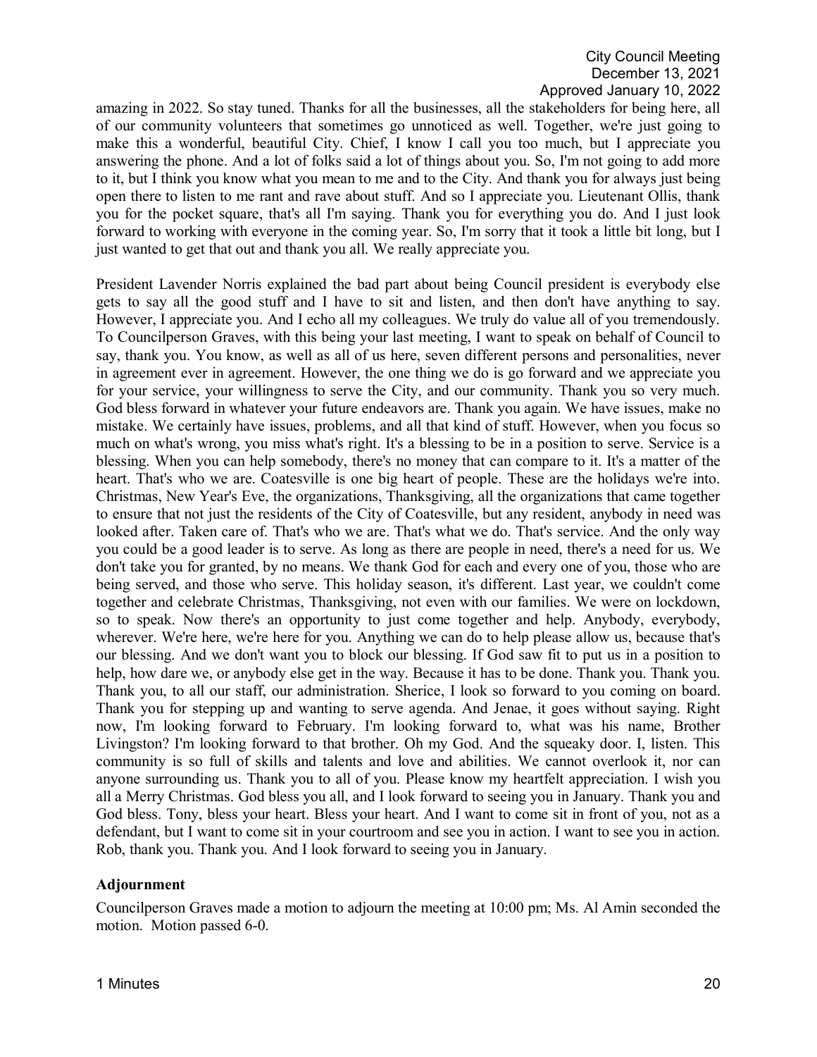amazing in 2022. So stay tuned. Thanks for all the businesses, all the stakeholders for being here, all of our community volunteers that sometimes go unnoticed as well. Together, we're just going to make this a wonderful, beautiful City. Chief, I know I call you too much, but I appreciate you answering the phone. And a lot of folks said a lot of things about you. So, I'm not going to add more to it, but I think you know what you mean to me and to the City. And thank you for always just being open there to listen to me rant and rave about stuff. And so I appreciate you. Lieutenant Ollis, thank you for the pocket square, that's all I'm saying. Thank you for everything you do. And I just look forward to working with everyone in the coming year. So, I'm sorry that it took a little bit long, but I just wanted to get that out and thank you all. We really appreciate you.

President Lavender Norris explained the bad part about being Council president is everybody else gets to say all the good stuff and I have to sit and listen, and then don't have anything to say. However, I appreciate you. And I echo all my colleagues. We truly do value all of you tremendously. To Councilperson Graves, with this being your last meeting, I want to speak on behalf of Council to say, thank you. You know, as well as all of us here, seven different persons and personalities, never in agreement ever in agreement. However, the one thing we do is go forward and we appreciate you for your service, your willingness to serve the City, and our community. Thank you so very much. God bless forward in whatever your future endeavors are. Thank you again. We have issues, make no mistake. We certainly have issues, problems, and all that kind of stuff. However, when you focus so much on what's wrong, you miss what's right. It's a blessing to be in a position to serve. Service is a blessing. When you can help somebody, there's no money that can compare to it. It's a matter of the heart. That's who we are. Coatesville is one big heart of people. These are the holidays we're into. Christmas, New Year's Eve, the organizations, Thanksgiving, all the organizations that came together to ensure that not just the residents of the City of Coatesville, but any resident, anybody in need was looked after. Taken care of. That's who we are. That's what we do. That's service. And the only way you could be a good leader is to serve. As long as there are people in need, there's a need for us. We don't take you for granted, by no means. We thank God for each and every one of you, those who are being served, and those who serve. This holiday season, it's different. Last year, we couldn't come together and celebrate Christmas, Thanksgiving, not even with our families. We were on lockdown, so to speak. Now there's an opportunity to just come together and help. Anybody, everybody, wherever. We're here, we're here for you. Anything we can do to help please allow us, because that's our blessing. And we don't want you to block our blessing. If God saw fit to put us in a position to help, how dare we, or anybody else get in the way. Because it has to be done. Thank you. Thank you. Thank you, to all our staff, our administration. Sherice, I look so forward to you coming on board. Thank you for stepping up and wanting to serve agenda. And Jenae, it goes without saying. Right now, I'm looking forward to February. I'm looking forward to, what was his name, Brother Livingston? I'm looking forward to that brother. Oh my God. And the squeaky door. I, listen. This community is so full of skills and talents and love and abilities. We cannot overlook it, nor can anyone surrounding us. Thank you to all of you. Please know my heartfelt appreciation. I wish you all a Merry Christmas. God bless you all, and I look forward to seeing you in January. Thank you and God bless. Tony, bless your heart. Bless your heart. And I want to come sit in front of you, not as a defendant, but I want to come sit in your courtroom and see you in action. I want to see you in action. Rob, thank you. Thank you. And I look forward to seeing you in January.

**Adjournment**

Councilperson Graves made a motion to adjourn the meeting at 10:00 pm; Ms. Al Amin seconded the motion. Motion passed 6-0.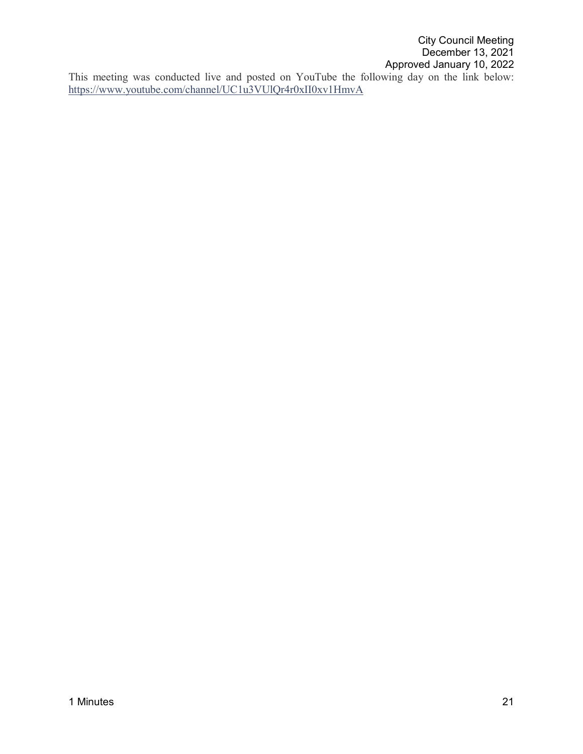This meeting was conducted live and posted on YouTube the following day on the link below: https://www.youtube.com/channel/UC1u3VUlQr4r0xII0xv1HmvA